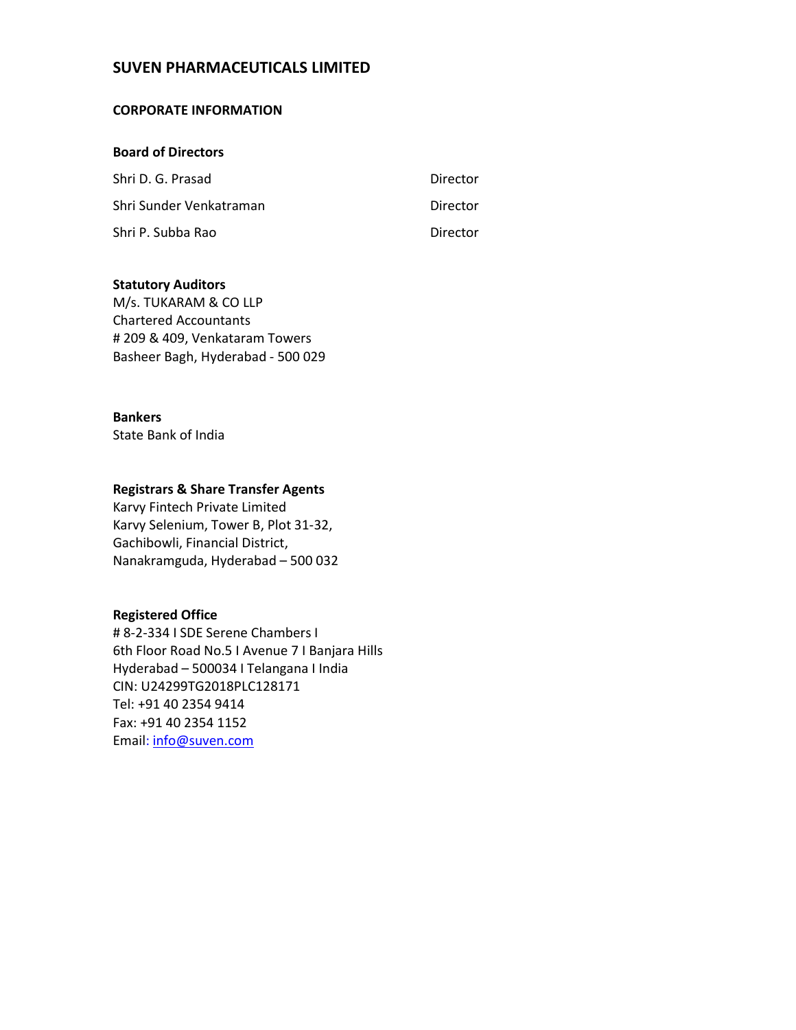# SUVEN PHARMACEUTICALS LIMITED

## CORPORATE INFORMATION

### Board of Directors

| | |
|---|---|
| Shri D. G. Prasad | Director |
| Shri Sunder Venkatraman | Director |
| Shri P. Subba Rao | Director |

### Statutory Auditors

M/s. TUKARAM & CO LLP
Chartered Accountants
# 209 & 409, Venkataram Towers
Basheer Bagh, Hyderabad - 500 029

### Bankers

State Bank of India

### Registrars & Share Transfer Agents

Karvy Fintech Private Limited
Karvy Selenium, Tower B, Plot 31-32,
Gachibowli, Financial District,
Nanakramguda, Hyderabad – 500 032

### Registered Office

# 8-2-334 I SDE Serene Chambers I
6th Floor Road No.5 I Avenue 7 I Banjara Hills
Hyderabad – 500034 I Telangana I India
CIN: U24299TG2018PLC128171
Tel: +91 40 2354 9414
Fax: +91 40 2354 1152
Email: info@suven.com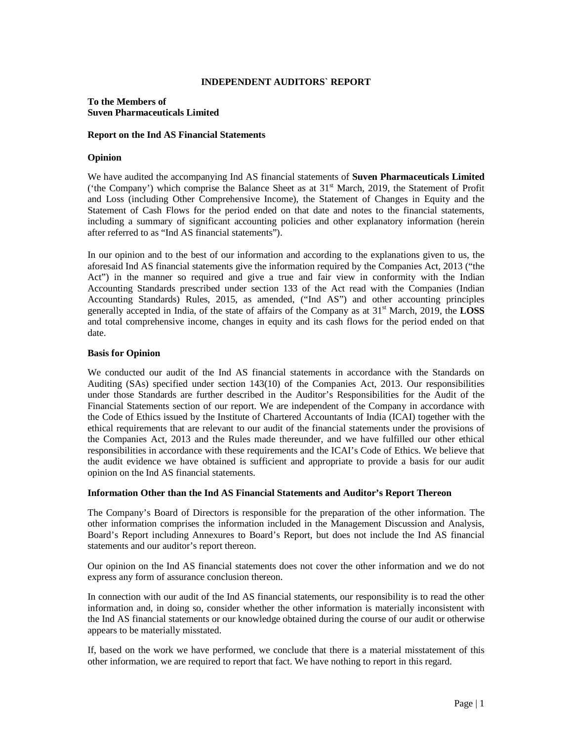# INDEPENDENT AUDITORS` REPORT

**To the Members of**
**Suven Pharmaceuticals Limited**

### Report on the Ind AS Financial Statements

### Opinion

We have audited the accompanying Ind AS financial statements of **Suven Pharmaceuticals Limited** ('the Company') which comprise the Balance Sheet as at 31st March, 2019, the Statement of Profit and Loss (including Other Comprehensive Income), the Statement of Changes in Equity and the Statement of Cash Flows for the period ended on that date and notes to the financial statements, including a summary of significant accounting policies and other explanatory information (herein after referred to as "Ind AS financial statements").

In our opinion and to the best of our information and according to the explanations given to us, the aforesaid Ind AS financial statements give the information required by the Companies Act, 2013 ("the Act") in the manner so required and give a true and fair view in conformity with the Indian Accounting Standards prescribed under section 133 of the Act read with the Companies (Indian Accounting Standards) Rules, 2015, as amended, ("Ind AS") and other accounting principles generally accepted in India, of the state of affairs of the Company as at 31st March, 2019, the **LOSS** and total comprehensive income, changes in equity and its cash flows for the period ended on that date.

### Basis for Opinion

We conducted our audit of the Ind AS financial statements in accordance with the Standards on Auditing (SAs) specified under section 143(10) of the Companies Act, 2013. Our responsibilities under those Standards are further described in the Auditor's Responsibilities for the Audit of the Financial Statements section of our report. We are independent of the Company in accordance with the Code of Ethics issued by the Institute of Chartered Accountants of India (ICAI) together with the ethical requirements that are relevant to our audit of the financial statements under the provisions of the Companies Act, 2013 and the Rules made thereunder, and we have fulfilled our other ethical responsibilities in accordance with these requirements and the ICAI's Code of Ethics. We believe that the audit evidence we have obtained is sufficient and appropriate to provide a basis for our audit opinion on the Ind AS financial statements.

### Information Other than the Ind AS Financial Statements and Auditor's Report Thereon

The Company's Board of Directors is responsible for the preparation of the other information. The other information comprises the information included in the Management Discussion and Analysis, Board's Report including Annexures to Board's Report, but does not include the Ind AS financial statements and our auditor's report thereon.

Our opinion on the Ind AS financial statements does not cover the other information and we do not express any form of assurance conclusion thereon.

In connection with our audit of the Ind AS financial statements, our responsibility is to read the other information and, in doing so, consider whether the other information is materially inconsistent with the Ind AS financial statements or our knowledge obtained during the course of our audit or otherwise appears to be materially misstated.

If, based on the work we have performed, we conclude that there is a material misstatement of this other information, we are required to report that fact. We have nothing to report in this regard.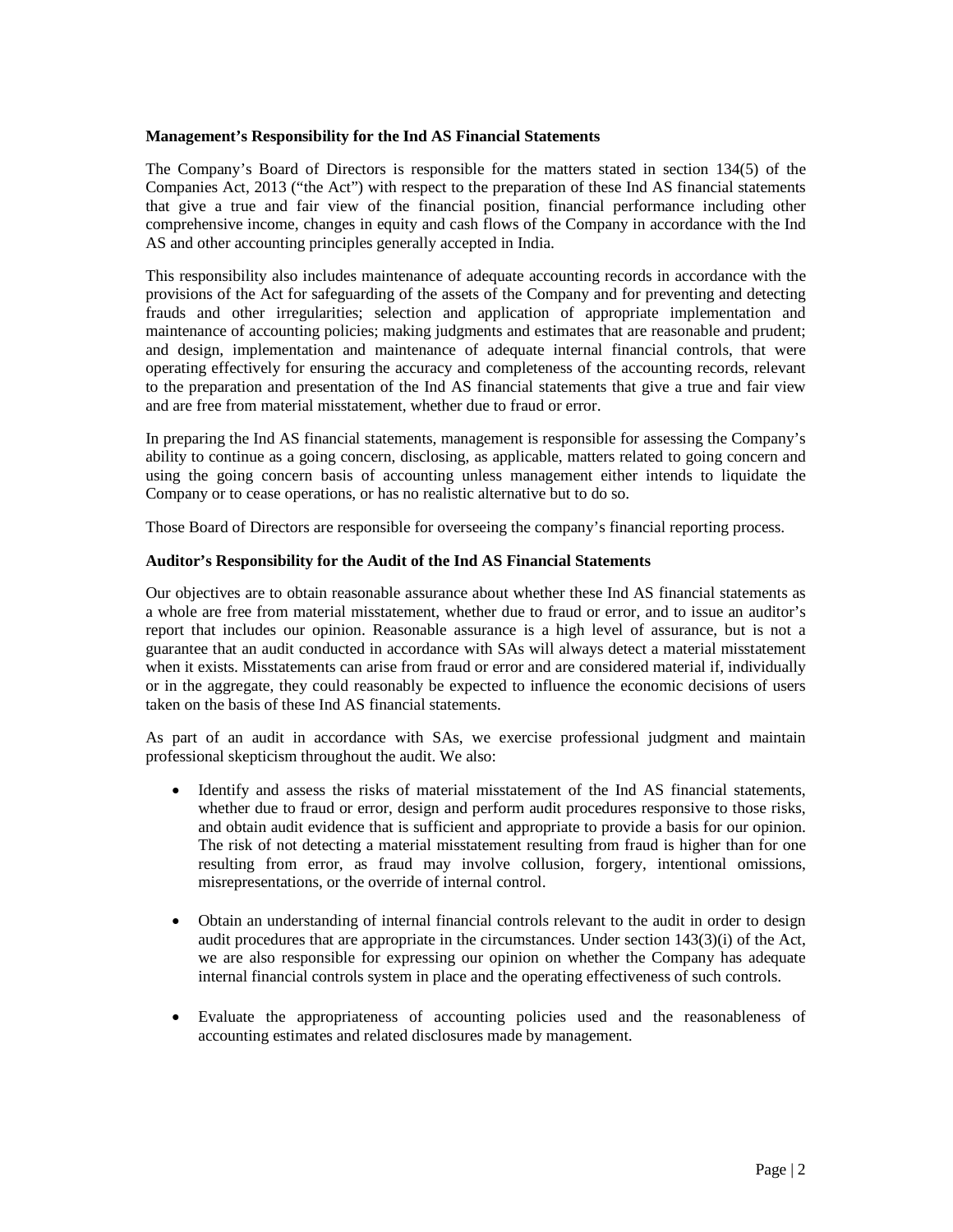**Management's Responsibility for the Ind AS Financial Statements**

The Company's Board of Directors is responsible for the matters stated in section 134(5) of the Companies Act, 2013 ("the Act") with respect to the preparation of these Ind AS financial statements that give a true and fair view of the financial position, financial performance including other comprehensive income, changes in equity and cash flows of the Company in accordance with the Ind AS and other accounting principles generally accepted in India.

This responsibility also includes maintenance of adequate accounting records in accordance with the provisions of the Act for safeguarding of the assets of the Company and for preventing and detecting frauds and other irregularities; selection and application of appropriate implementation and maintenance of accounting policies; making judgments and estimates that are reasonable and prudent; and design, implementation and maintenance of adequate internal financial controls, that were operating effectively for ensuring the accuracy and completeness of the accounting records, relevant to the preparation and presentation of the Ind AS financial statements that give a true and fair view and are free from material misstatement, whether due to fraud or error.

In preparing the Ind AS financial statements, management is responsible for assessing the Company's ability to continue as a going concern, disclosing, as applicable, matters related to going concern and using the going concern basis of accounting unless management either intends to liquidate the Company or to cease operations, or has no realistic alternative but to do so.

Those Board of Directors are responsible for overseeing the company's financial reporting process.

**Auditor's Responsibility for the Audit of the Ind AS Financial Statements**

Our objectives are to obtain reasonable assurance about whether these Ind AS financial statements as a whole are free from material misstatement, whether due to fraud or error, and to issue an auditor's report that includes our opinion. Reasonable assurance is a high level of assurance, but is not a guarantee that an audit conducted in accordance with SAs will always detect a material misstatement when it exists. Misstatements can arise from fraud or error and are considered material if, individually or in the aggregate, they could reasonably be expected to influence the economic decisions of users taken on the basis of these Ind AS financial statements.

As part of an audit in accordance with SAs, we exercise professional judgment and maintain professional skepticism throughout the audit. We also:

- Identify and assess the risks of material misstatement of the Ind AS financial statements, whether due to fraud or error, design and perform audit procedures responsive to those risks, and obtain audit evidence that is sufficient and appropriate to provide a basis for our opinion. The risk of not detecting a material misstatement resulting from fraud is higher than for one resulting from error, as fraud may involve collusion, forgery, intentional omissions, misrepresentations, or the override of internal control.

- Obtain an understanding of internal financial controls relevant to the audit in order to design audit procedures that are appropriate in the circumstances. Under section 143(3)(i) of the Act, we are also responsible for expressing our opinion on whether the Company has adequate internal financial controls system in place and the operating effectiveness of such controls.

- Evaluate the appropriateness of accounting policies used and the reasonableness of accounting estimates and related disclosures made by management.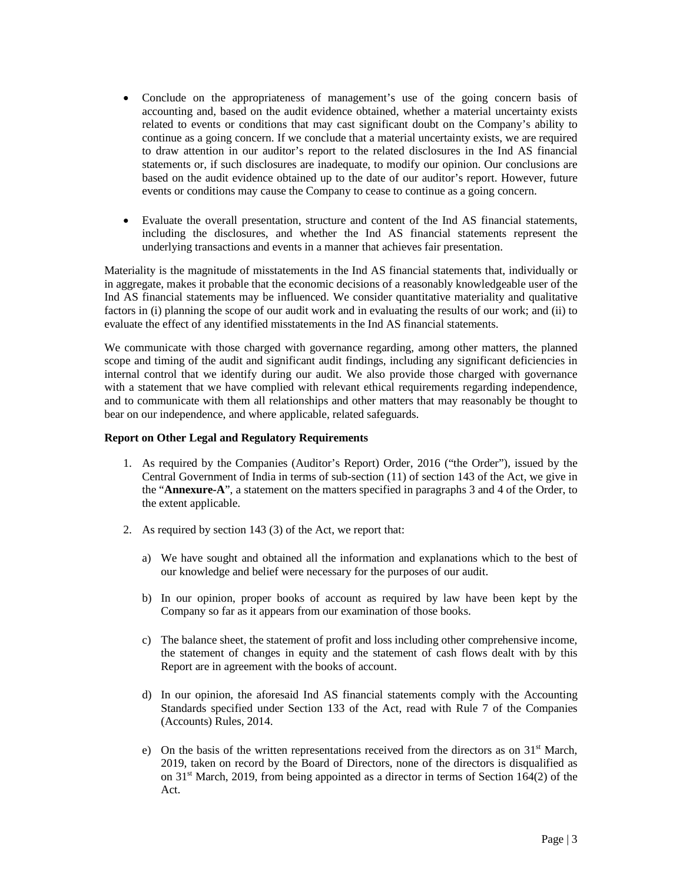- Conclude on the appropriateness of management's use of the going concern basis of accounting and, based on the audit evidence obtained, whether a material uncertainty exists related to events or conditions that may cast significant doubt on the Company's ability to continue as a going concern. If we conclude that a material uncertainty exists, we are required to draw attention in our auditor's report to the related disclosures in the Ind AS financial statements or, if such disclosures are inadequate, to modify our opinion. Our conclusions are based on the audit evidence obtained up to the date of our auditor's report. However, future events or conditions may cause the Company to cease to continue as a going concern.

- Evaluate the overall presentation, structure and content of the Ind AS financial statements, including the disclosures, and whether the Ind AS financial statements represent the underlying transactions and events in a manner that achieves fair presentation.

Materiality is the magnitude of misstatements in the Ind AS financial statements that, individually or in aggregate, makes it probable that the economic decisions of a reasonably knowledgeable user of the Ind AS financial statements may be influenced. We consider quantitative materiality and qualitative factors in (i) planning the scope of our audit work and in evaluating the results of our work; and (ii) to evaluate the effect of any identified misstatements in the Ind AS financial statements.

We communicate with those charged with governance regarding, among other matters, the planned scope and timing of the audit and significant audit findings, including any significant deficiencies in internal control that we identify during our audit. We also provide those charged with governance with a statement that we have complied with relevant ethical requirements regarding independence, and to communicate with them all relationships and other matters that may reasonably be thought to bear on our independence, and where applicable, related safeguards.

**Report on Other Legal and Regulatory Requirements**

1. As required by the Companies (Auditor's Report) Order, 2016 ("the Order"), issued by the Central Government of India in terms of sub-section (11) of section 143 of the Act, we give in the "**Annexure-A**", a statement on the matters specified in paragraphs 3 and 4 of the Order, to the extent applicable.

2. As required by section 143 (3) of the Act, we report that:

   a) We have sought and obtained all the information and explanations which to the best of our knowledge and belief were necessary for the purposes of our audit.

   b) In our opinion, proper books of account as required by law have been kept by the Company so far as it appears from our examination of those books.

   c) The balance sheet, the statement of profit and loss including other comprehensive income, the statement of changes in equity and the statement of cash flows dealt with by this Report are in agreement with the books of account.

   d) In our opinion, the aforesaid Ind AS financial statements comply with the Accounting Standards specified under Section 133 of the Act, read with Rule 7 of the Companies (Accounts) Rules, 2014.

   e) On the basis of the written representations received from the directors as on 31st March, 2019, taken on record by the Board of Directors, none of the directors is disqualified as on 31st March, 2019, from being appointed as a director in terms of Section 164(2) of the Act.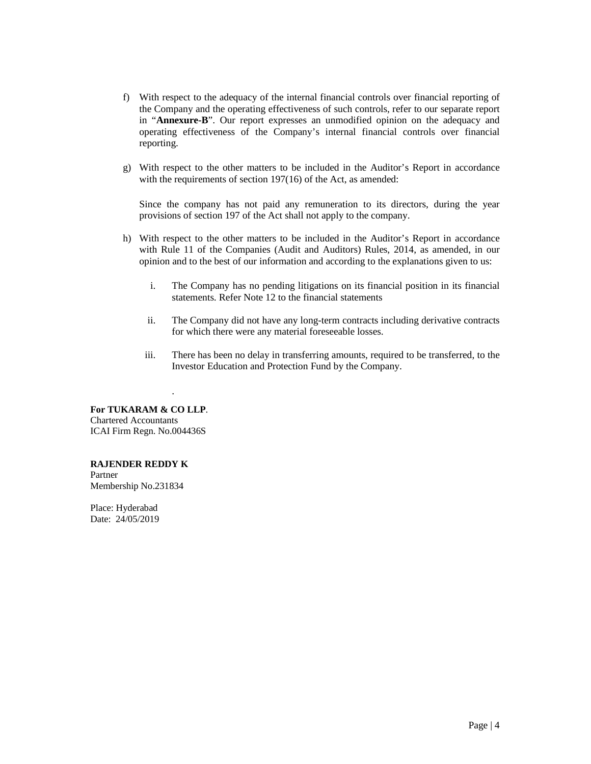f) With respect to the adequacy of the internal financial controls over financial reporting of the Company and the operating effectiveness of such controls, refer to our separate report in "**Annexure-B**". Our report expresses an unmodified opinion on the adequacy and operating effectiveness of the Company's internal financial controls over financial reporting.

g) With respect to the other matters to be included in the Auditor's Report in accordance with the requirements of section 197(16) of the Act, as amended:

   Since the company has not paid any remuneration to its directors, during the year provisions of section 197 of the Act shall not apply to the company.

h) With respect to the other matters to be included in the Auditor's Report in accordance with Rule 11 of the Companies (Audit and Auditors) Rules, 2014, as amended, in our opinion and to the best of our information and according to the explanations given to us:

   i. The Company has no pending litigations on its financial position in its financial statements. Refer Note 12 to the financial statements

   ii. The Company did not have any long-term contracts including derivative contracts for which there were any material foreseeable losses.

   iii. There has been no delay in transferring amounts, required to be transferred, to the Investor Education and Protection Fund by the Company.

.

**For TUKARAM & CO LLP**.
Chartered Accountants
ICAI Firm Regn. No.004436S

**RAJENDER REDDY K**
Partner
Membership No.231834

Place: Hyderabad
Date: 24/05/2019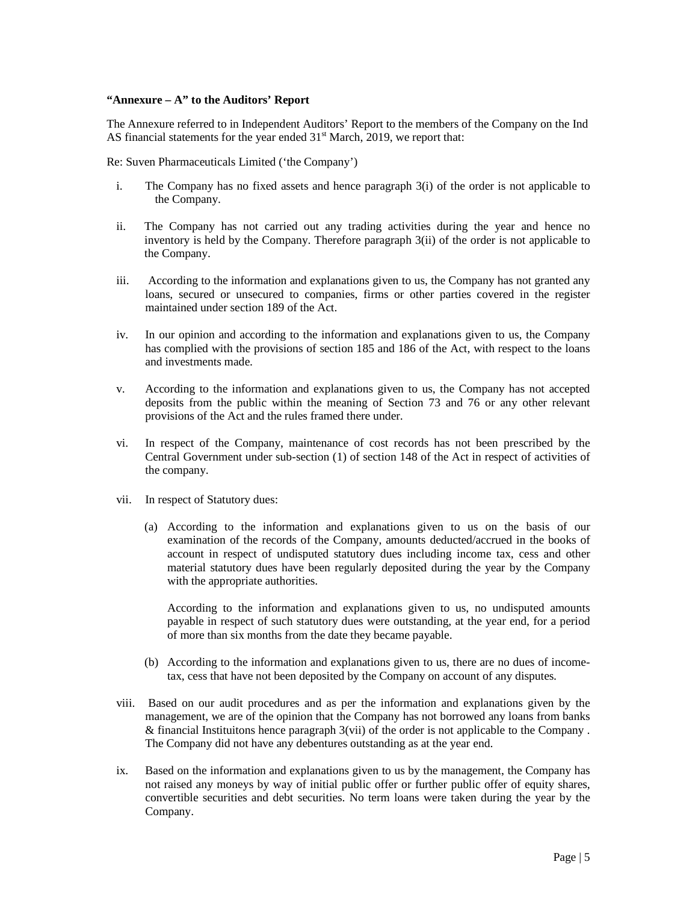**"Annexure – A" to the Auditors' Report**

The Annexure referred to in Independent Auditors' Report to the members of the Company on the Ind AS financial statements for the year ended 31st March, 2019, we report that:

Re: Suven Pharmaceuticals Limited ('the Company')

i. The Company has no fixed assets and hence paragraph 3(i) of the order is not applicable to the Company.

ii. The Company has not carried out any trading activities during the year and hence no inventory is held by the Company. Therefore paragraph 3(ii) of the order is not applicable to the Company.

iii. According to the information and explanations given to us, the Company has not granted any loans, secured or unsecured to companies, firms or other parties covered in the register maintained under section 189 of the Act.

iv. In our opinion and according to the information and explanations given to us, the Company has complied with the provisions of section 185 and 186 of the Act, with respect to the loans and investments made.

v. According to the information and explanations given to us, the Company has not accepted deposits from the public within the meaning of Section 73 and 76 or any other relevant provisions of the Act and the rules framed there under.

vi. In respect of the Company, maintenance of cost records has not been prescribed by the Central Government under sub-section (1) of section 148 of the Act in respect of activities of the company.

vii. In respect of Statutory dues:

   (a) According to the information and explanations given to us on the basis of our examination of the records of the Company, amounts deducted/accrued in the books of account in respect of undisputed statutory dues including income tax, cess and other material statutory dues have been regularly deposited during the year by the Company with the appropriate authorities.

   According to the information and explanations given to us, no undisputed amounts payable in respect of such statutory dues were outstanding, at the year end, for a period of more than six months from the date they became payable.

   (b) According to the information and explanations given to us, there are no dues of income-tax, cess that have not been deposited by the Company on account of any disputes.

viii. Based on our audit procedures and as per the information and explanations given by the management, we are of the opinion that the Company has not borrowed any loans from banks & financial Instituitons hence paragraph 3(vii) of the order is not applicable to the Company . The Company did not have any debentures outstanding as at the year end.

ix. Based on the information and explanations given to us by the management, the Company has not raised any moneys by way of initial public offer or further public offer of equity shares, convertible securities and debt securities. No term loans were taken during the year by the Company.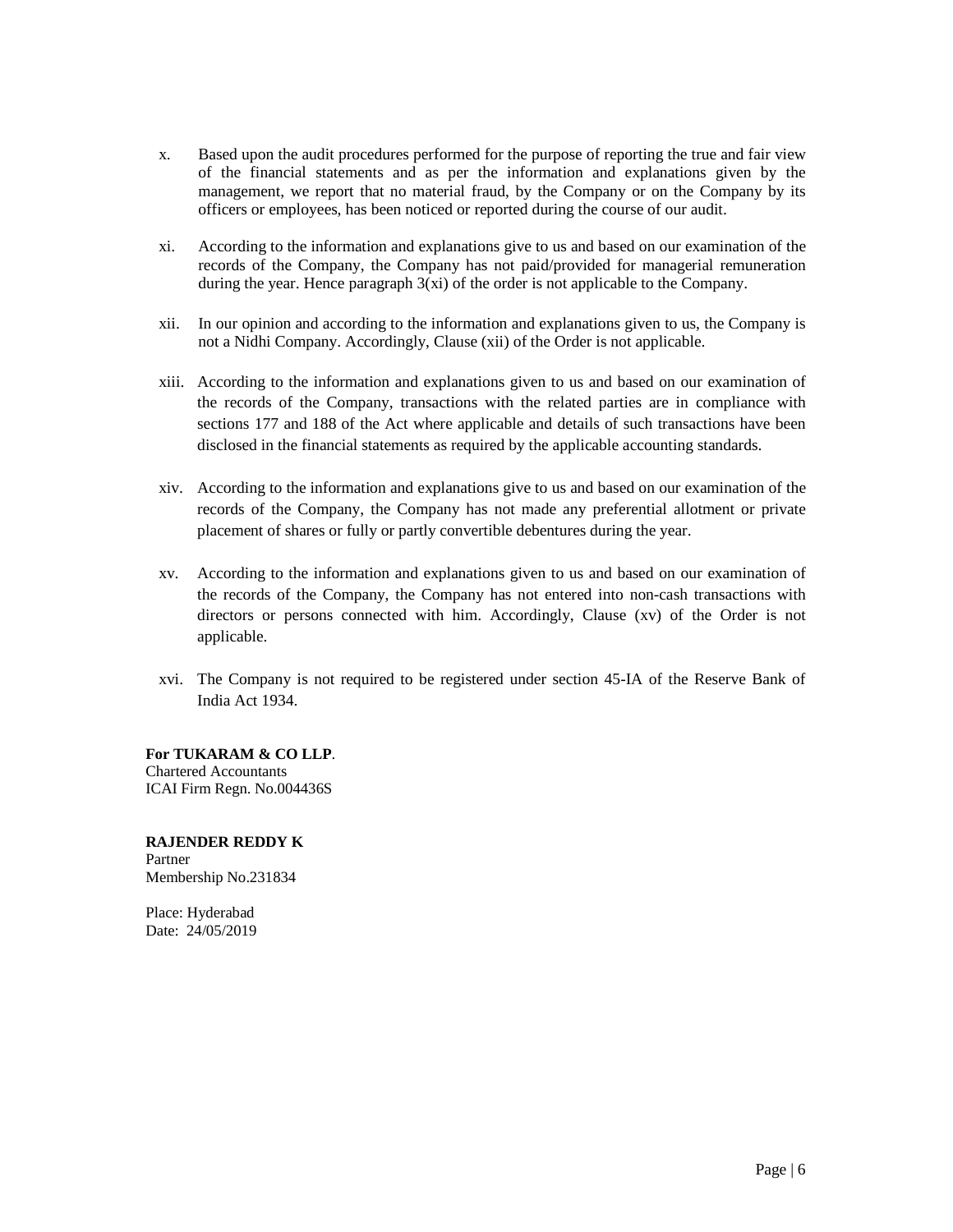x. Based upon the audit procedures performed for the purpose of reporting the true and fair view of the financial statements and as per the information and explanations given by the management, we report that no material fraud, by the Company or on the Company by its officers or employees, has been noticed or reported during the course of our audit.

xi. According to the information and explanations give to us and based on our examination of the records of the Company, the Company has not paid/provided for managerial remuneration during the year. Hence paragraph 3(xi) of the order is not applicable to the Company.

xii. In our opinion and according to the information and explanations given to us, the Company is not a Nidhi Company. Accordingly, Clause (xii) of the Order is not applicable.

xiii. According to the information and explanations given to us and based on our examination of the records of the Company, transactions with the related parties are in compliance with sections 177 and 188 of the Act where applicable and details of such transactions have been disclosed in the financial statements as required by the applicable accounting standards.

xiv. According to the information and explanations give to us and based on our examination of the records of the Company, the Company has not made any preferential allotment or private placement of shares or fully or partly convertible debentures during the year.

xv. According to the information and explanations given to us and based on our examination of the records of the Company, the Company has not entered into non-cash transactions with directors or persons connected with him. Accordingly, Clause (xv) of the Order is not applicable.

xvi. The Company is not required to be registered under section 45-IA of the Reserve Bank of India Act 1934.

**For TUKARAM & CO LLP**.
Chartered Accountants
ICAI Firm Regn. No.004436S

**RAJENDER REDDY K**
Partner
Membership No.231834

Place: Hyderabad
Date: 24/05/2019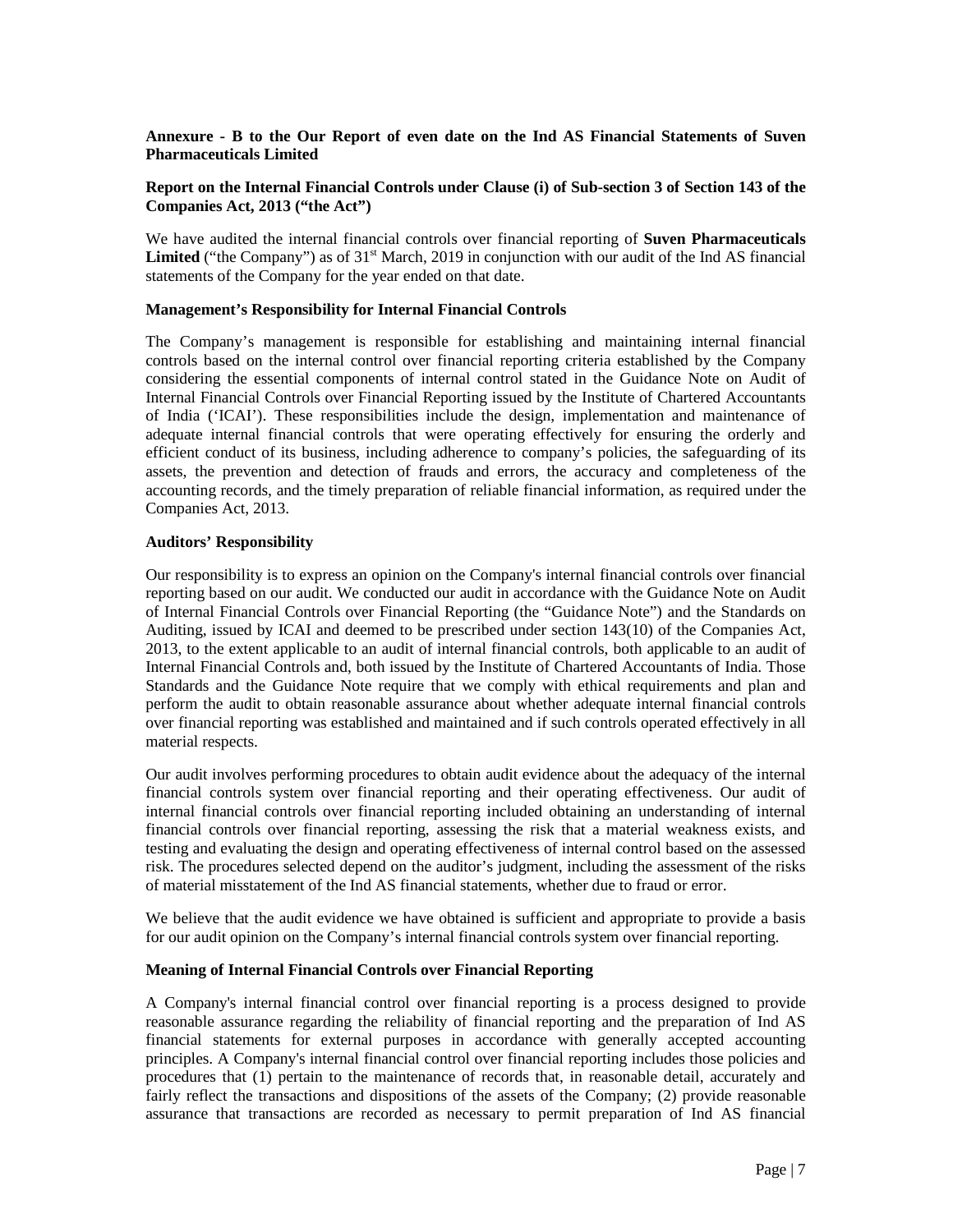**Annexure - B to the Our Report of even date on the Ind AS Financial Statements of Suven Pharmaceuticals Limited**

**Report on the Internal Financial Controls under Clause (i) of Sub-section 3 of Section 143 of the Companies Act, 2013 ("the Act")**

We have audited the internal financial controls over financial reporting of **Suven Pharmaceuticals Limited** ("the Company") as of 31st March, 2019 in conjunction with our audit of the Ind AS financial statements of the Company for the year ended on that date.

**Management's Responsibility for Internal Financial Controls**

The Company's management is responsible for establishing and maintaining internal financial controls based on the internal control over financial reporting criteria established by the Company considering the essential components of internal control stated in the Guidance Note on Audit of Internal Financial Controls over Financial Reporting issued by the Institute of Chartered Accountants of India ('ICAI'). These responsibilities include the design, implementation and maintenance of adequate internal financial controls that were operating effectively for ensuring the orderly and efficient conduct of its business, including adherence to company's policies, the safeguarding of its assets, the prevention and detection of frauds and errors, the accuracy and completeness of the accounting records, and the timely preparation of reliable financial information, as required under the Companies Act, 2013.

**Auditors' Responsibility**

Our responsibility is to express an opinion on the Company's internal financial controls over financial reporting based on our audit. We conducted our audit in accordance with the Guidance Note on Audit of Internal Financial Controls over Financial Reporting (the "Guidance Note") and the Standards on Auditing, issued by ICAI and deemed to be prescribed under section 143(10) of the Companies Act, 2013, to the extent applicable to an audit of internal financial controls, both applicable to an audit of Internal Financial Controls and, both issued by the Institute of Chartered Accountants of India. Those Standards and the Guidance Note require that we comply with ethical requirements and plan and perform the audit to obtain reasonable assurance about whether adequate internal financial controls over financial reporting was established and maintained and if such controls operated effectively in all material respects.

Our audit involves performing procedures to obtain audit evidence about the adequacy of the internal financial controls system over financial reporting and their operating effectiveness. Our audit of internal financial controls over financial reporting included obtaining an understanding of internal financial controls over financial reporting, assessing the risk that a material weakness exists, and testing and evaluating the design and operating effectiveness of internal control based on the assessed risk. The procedures selected depend on the auditor's judgment, including the assessment of the risks of material misstatement of the Ind AS financial statements, whether due to fraud or error.

We believe that the audit evidence we have obtained is sufficient and appropriate to provide a basis for our audit opinion on the Company's internal financial controls system over financial reporting.

**Meaning of Internal Financial Controls over Financial Reporting**

A Company's internal financial control over financial reporting is a process designed to provide reasonable assurance regarding the reliability of financial reporting and the preparation of Ind AS financial statements for external purposes in accordance with generally accepted accounting principles. A Company's internal financial control over financial reporting includes those policies and procedures that (1) pertain to the maintenance of records that, in reasonable detail, accurately and fairly reflect the transactions and dispositions of the assets of the Company; (2) provide reasonable assurance that transactions are recorded as necessary to permit preparation of Ind AS financial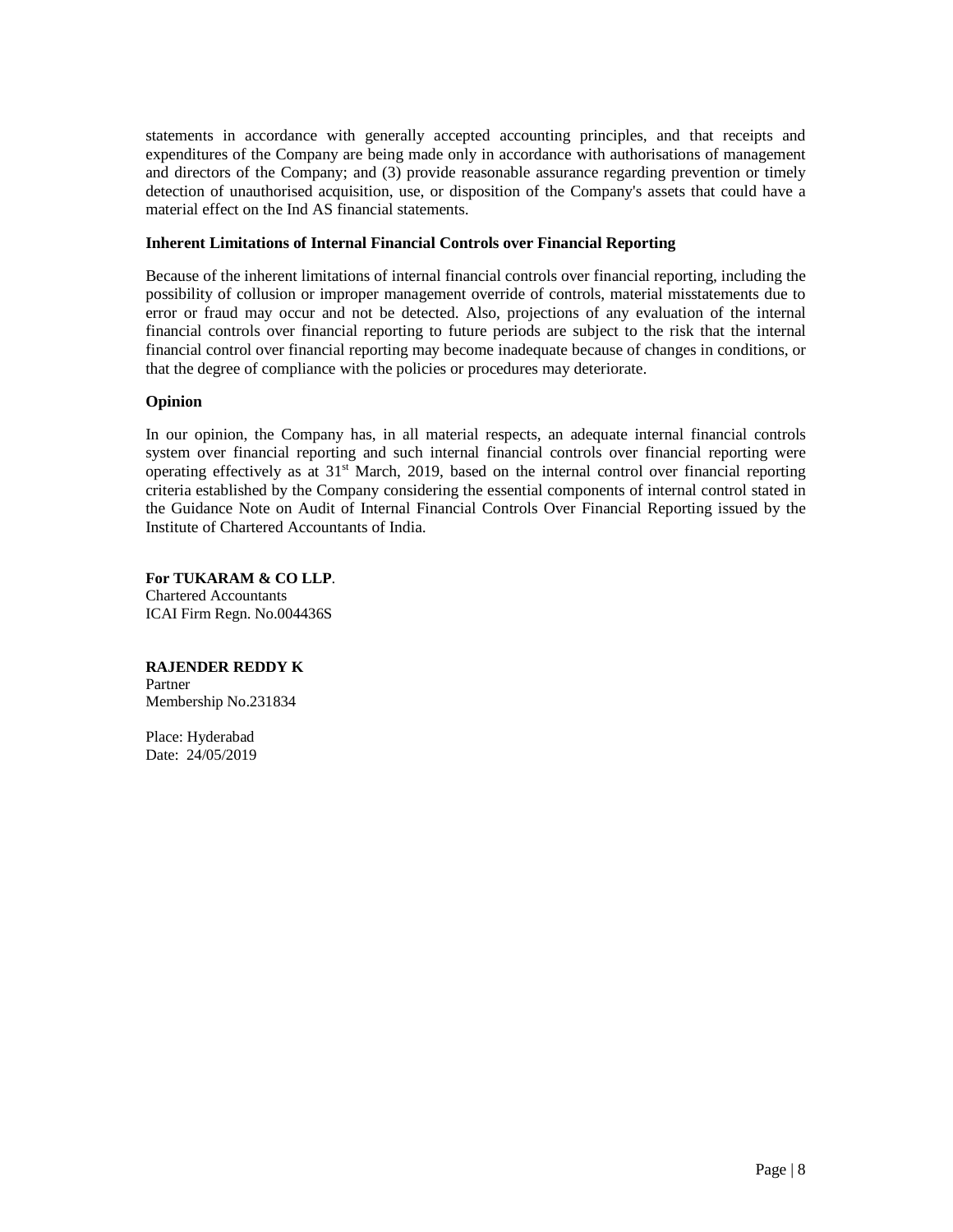statements in accordance with generally accepted accounting principles, and that receipts and expenditures of the Company are being made only in accordance with authorisations of management and directors of the Company; and (3) provide reasonable assurance regarding prevention or timely detection of unauthorised acquisition, use, or disposition of the Company's assets that could have a material effect on the Ind AS financial statements.

**Inherent Limitations of Internal Financial Controls over Financial Reporting**

Because of the inherent limitations of internal financial controls over financial reporting, including the possibility of collusion or improper management override of controls, material misstatements due to error or fraud may occur and not be detected. Also, projections of any evaluation of the internal financial controls over financial reporting to future periods are subject to the risk that the internal financial control over financial reporting may become inadequate because of changes in conditions, or that the degree of compliance with the policies or procedures may deteriorate.

**Opinion**

In our opinion, the Company has, in all material respects, an adequate internal financial controls system over financial reporting and such internal financial controls over financial reporting were operating effectively as at 31st March, 2019, based on the internal control over financial reporting criteria established by the Company considering the essential components of internal control stated in the Guidance Note on Audit of Internal Financial Controls Over Financial Reporting issued by the Institute of Chartered Accountants of India.

**For TUKARAM & CO LLP**.
Chartered Accountants
ICAI Firm Regn. No.004436S

**RAJENDER REDDY K**
Partner
Membership No.231834

Place: Hyderabad
Date: 24/05/2019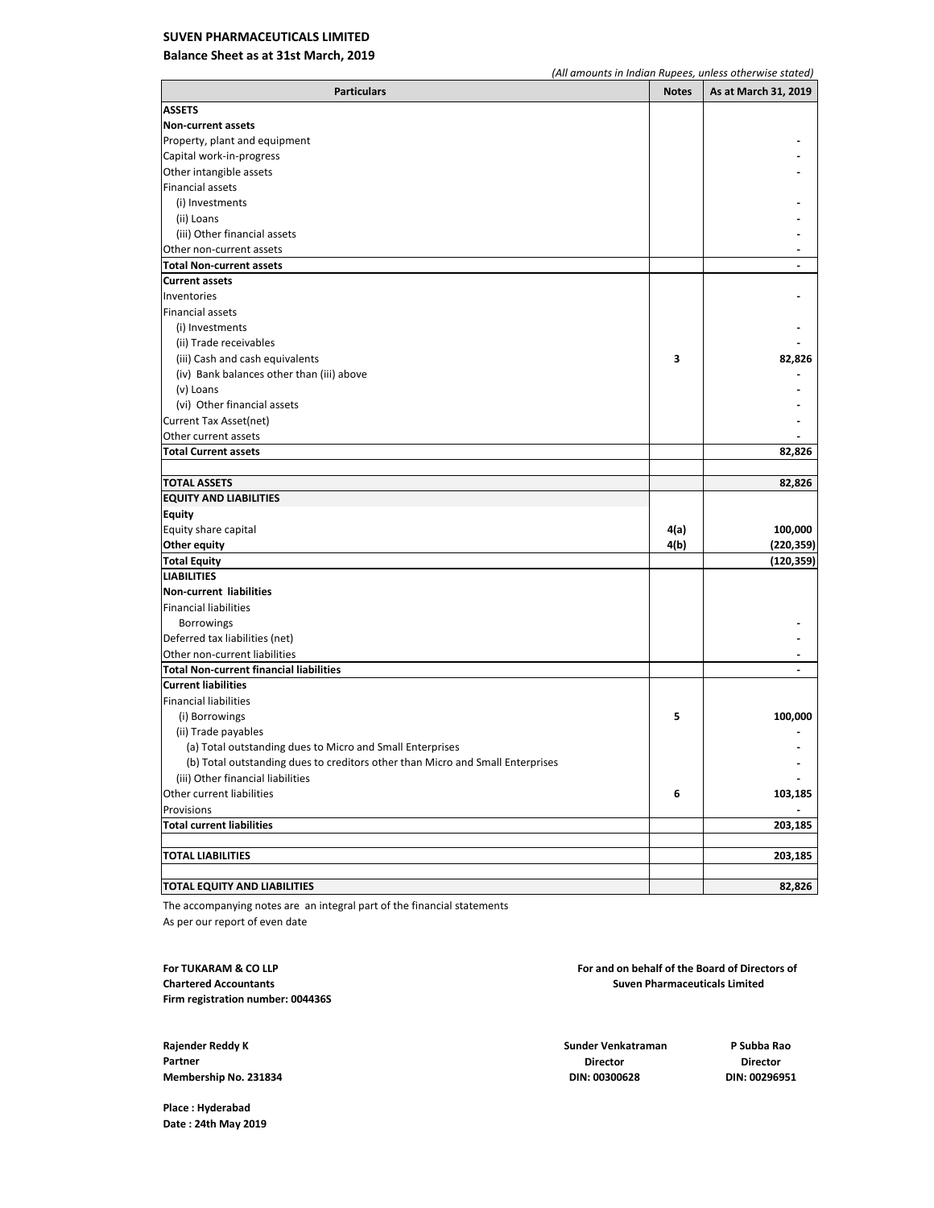**SUVEN PHARMACEUTICALS LIMITED**

**Balance Sheet as at 31st March, 2019**

*(All amounts in Indian Rupees, unless otherwise stated)*

| Particulars | Notes | As at March 31, 2019 |
|---|---|---|
| **ASSETS** | | |
| **Non-current assets** | | |
| Property, plant and equipment | | - |
| Capital work-in-progress | | - |
| Other intangible assets | | - |
| Financial assets | | |
| (i) Investments | | - |
| (ii) Loans | | - |
| (iii) Other financial assets | | - |
| Other non-current assets | | - |
| **Total Non-current assets** | | - |
| **Current assets** | | |
| Inventories | | - |
| Financial assets | | |
| (i) Investments | | - |
| (ii) Trade receivables | | - |
| (iii) Cash and cash equivalents | **3** | **82,826** |
| (iv) Bank balances other than (iii) above | | - |
| (v) Loans | | - |
| (vi) Other financial assets | | - |
| Current Tax Asset(net) | | - |
| Other current assets | | - |
| **Total Current assets** | | **82,826** |
| | | |
| **TOTAL ASSETS** | | **82,826** |
| **EQUITY AND LIABILITIES** | | |
| **Equity** | | |
| Equity share capital | **4(a)** | **100,000** |
| **Other equity** | **4(b)** | **(220,359)** |
| **Total Equity** | | **(120,359)** |
| **LIABILITIES** | | |
| **Non-current liabilities** | | |
| Financial liabilities | | |
| Borrowings | | - |
| Deferred tax liabilities (net) | | - |
| Other non-current liabilities | | - |
| **Total Non-current financial liabilities** | | - |
| **Current liabilities** | | |
| Financial liabilities | | |
| (i) Borrowings | **5** | **100,000** |
| (ii) Trade payables | | - |
| (a) Total outstanding dues to Micro and Small Enterprises | | - |
| (b) Total outstanding dues to creditors other than Micro and Small Enterprises | | - |
| (iii) Other financial liabilities | | - |
| Other current liabilities | **6** | **103,185** |
| Provisions | | - |
| **Total current liabilities** | | **203,185** |
| | | |
| **TOTAL LIABILITIES** | | **203,185** |
| | | |
| **TOTAL EQUITY AND LIABILITIES** | | **82,826** |

The accompanying notes are an integral part of the financial statements

As per our report of even date

**For TUKARAM & CO LLP**
**Chartered Accountants**
**Firm registration number: 004436S**

**For and on behalf of the Board of Directors of Suven Pharmaceuticals Limited**

**Rajender Reddy K**
**Partner**
**Membership No. 231834**

**Sunder Venkatraman**
**Director**
**DIN: 00300628**

**P Subba Rao**
**Director**
**DIN: 00296951**

**Place : Hyderabad**
**Date : 24th May 2019**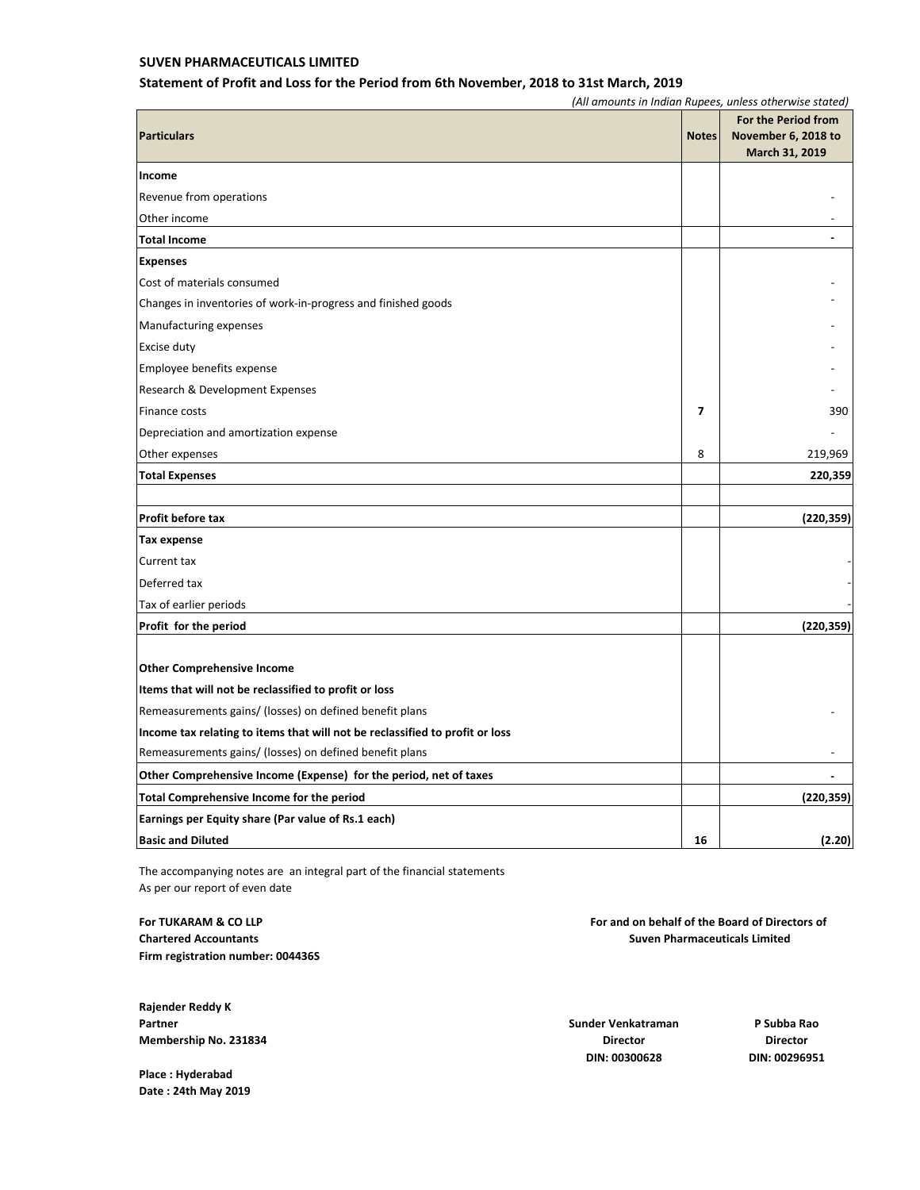**SUVEN PHARMACEUTICALS LIMITED**

**Statement of Profit and Loss for the Period from 6th November, 2018 to 31st March, 2019**

*(All amounts in Indian Rupees, unless otherwise stated)*

| Particulars | Notes | For the Period from November 6, 2018 to March 31, 2019 |
|---|---|---|
| **Income** | | |
| Revenue from operations | | - |
| Other income | | - |
| **Total Income** | | **-** |
| **Expenses** | | |
| Cost of materials consumed | | - |
| Changes in inventories of work-in-progress and finished goods | | - |
| Manufacturing expenses | | - |
| Excise duty | | - |
| Employee benefits expense | | - |
| Research & Development Expenses | | - |
| Finance costs | **7** | 390 |
| Depreciation and amortization expense | | - |
| Other expenses | 8 | 219,969 |
| **Total Expenses** | | **220,359** |
| | | |
| **Profit before tax** | | **(220,359)** |
| **Tax expense** | | |
| Current tax | | - |
| Deferred tax | | - |
| Tax of earlier periods | | - |
| **Profit for the period** | | **(220,359)** |
| | | |
| **Other Comprehensive Income** | | |
| **Items that will not be reclassified to profit or loss** | | |
| Remeasurements gains/ (losses) on defined benefit plans | | - |
| **Income tax relating to items that will not be reclassified to profit or loss** | | |
| Remeasurements gains/ (losses) on defined benefit plans | | - |
| **Other Comprehensive Income (Expense) for the period, net of taxes** | | **-** |
| **Total Comprehensive Income for the period** | | **(220,359)** |
| **Earnings per Equity share (Par value of Rs.1 each)** | | |
| **Basic and Diluted** | **16** | **(2.20)** |

The accompanying notes are an integral part of the financial statements
As per our report of even date

**For TUKARAM & CO LLP**
**Chartered Accountants**
**Firm registration number: 004436S**

**For and on behalf of the Board of Directors of**
**Suven Pharmaceuticals Limited**

**Rajender Reddy K**
**Partner**
**Membership No. 231834**

**Sunder Venkatraman**
**Director**
**DIN: 00300628**

**P Subba Rao**
**Director**
**DIN: 00296951**

**Place : Hyderabad**
**Date : 24th May 2019**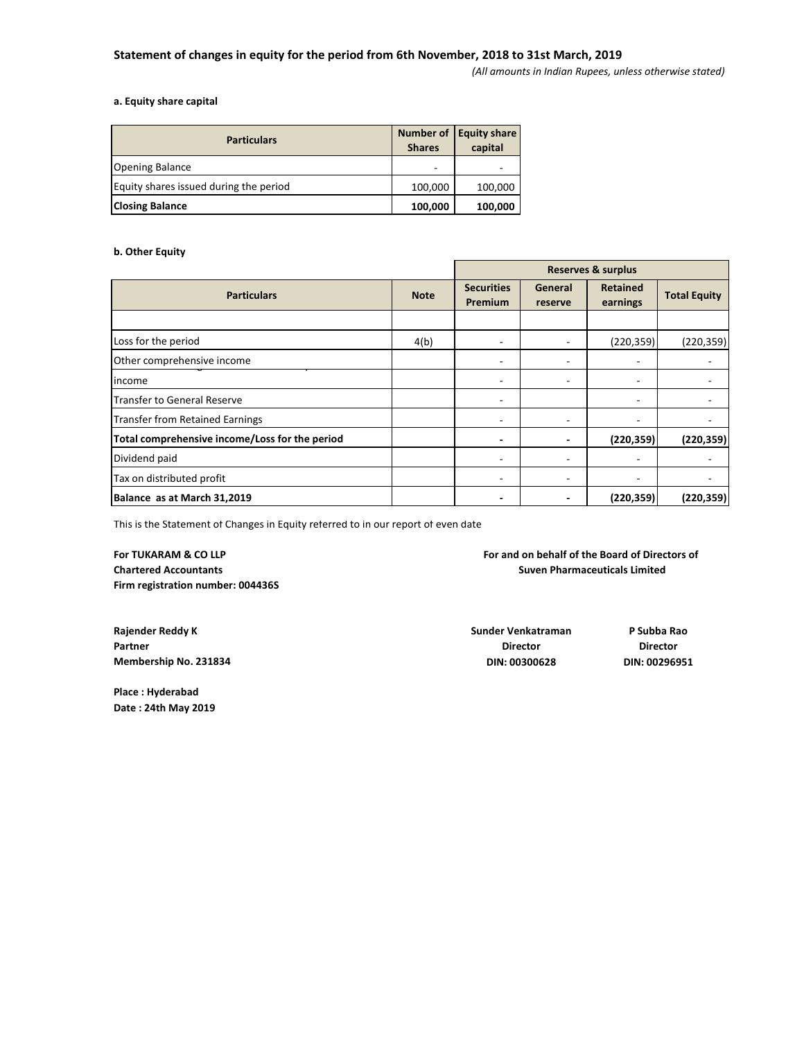### Statement of changes in equity for the period from 6th November, 2018 to 31st March, 2019

*(All amounts in Indian Rupees, unless otherwise stated)*

**a. Equity share capital**

| Particulars | Number of Shares | Equity share capital |
|---|---|---|
| Opening Balance | - | - |
| Equity shares issued during the period | 100,000 | 100,000 |
| **Closing Balance** | **100,000** | **100,000** |

**b. Other Equity**

| | | Reserves & surplus | | | |
|---|---|---|---|---|---|
| **Particulars** | **Note** | **Securities Premium** | **General reserve** | **Retained earnings** | **Total Equity** |
| | | | | | |
| Loss for the period | 4(b) | - | - | (220,359) | (220,359) |
| Other comprehensive income | | - | - | - | - |
| income | | - | - | - | - |
| Transfer to General Reserve | | - | | - | - |
| Transfer from Retained Earnings | | - | - | - | - |
| **Total comprehensive income/Loss for the period** | | **-** | **-** | **(220,359)** | **(220,359)** |
| Dividend paid | | - | - | - | - |
| Tax on distributed profit | | - | - | - | - |
| **Balance as at March 31,2019** | | **-** | **-** | **(220,359)** | **(220,359)** |

This is the Statement of Changes in Equity referred to in our report of even date

**For TUKARAM & CO LLP**
**Chartered Accountants**
**Firm registration number: 004436S**

**Rajender Reddy K**
**Partner**
**Membership No. 231834**

**Place : Hyderabad**
**Date : 24th May 2019**

**For and on behalf of the Board of Directors of**
**Suven Pharmaceuticals Limited**

**Sunder Venkatraman**
**Director**
**DIN: 00300628**

**P Subba Rao**
**Director**
**DIN: 00296951**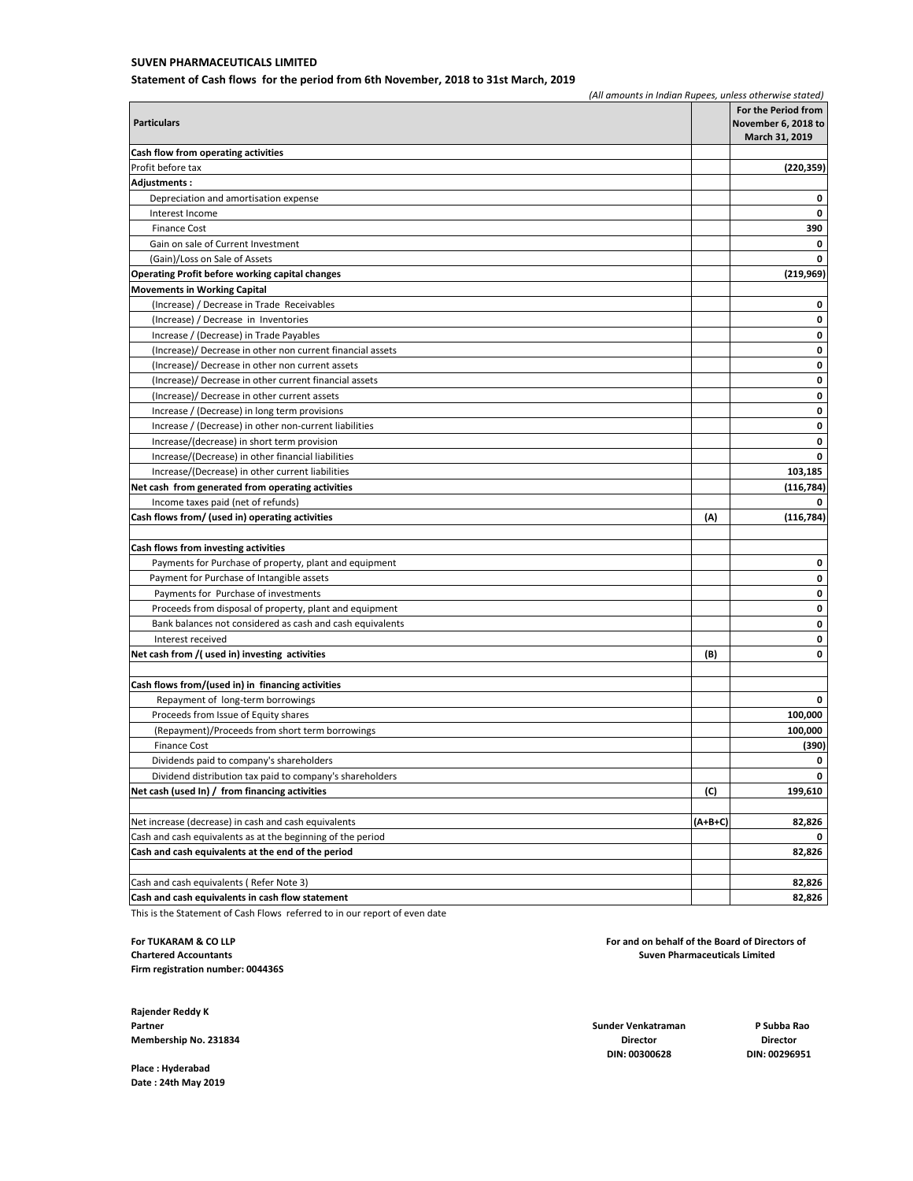**SUVEN PHARMACEUTICALS LIMITED**

**Statement of Cash flows for the period from 6th November, 2018 to 31st March, 2019**

*(All amounts in Indian Rupees, unless otherwise stated)*

| **Particulars** | | **For the Period from November 6, 2018 to March 31, 2019** |
|---|---|---|
| **Cash flow from operating activities** | | |
| Profit before tax | | **(220,359)** |
| **Adjustments :** | | |
| Depreciation and amortisation expense | | **0** |
| Interest Income | | **0** |
| Finance Cost | | **390** |
| Gain on sale of Current Investment | | **0** |
| (Gain)/Loss on Sale of Assets | | **0** |
| **Operating Profit before working capital changes** | | **(219,969)** |
| **Movements in Working Capital** | | |
| (Increase) / Decrease in Trade Receivables | | **0** |
| (Increase) / Decrease in Inventories | | **0** |
| Increase / (Decrease) in Trade Payables | | **0** |
| (Increase)/ Decrease in other non current financial assets | | **0** |
| (Increase)/ Decrease in other non current assets | | **0** |
| (Increase)/ Decrease in other current financial assets | | **0** |
| (Increase)/ Decrease in other current assets | | **0** |
| Increase / (Decrease) in long term provisions | | **0** |
| Increase / (Decrease) in other non-current liabilities | | **0** |
| Increase/(decrease) in short term provision | | **0** |
| Increase/(Decrease) in other financial liabilities | | **0** |
| Increase/(Decrease) in other current liabilities | | **103,185** |
| **Net cash from generated from operating activities** | | **(116,784)** |
| Income taxes paid (net of refunds) | | **0** |
| **Cash flows from/ (used in) operating activities** | **(A)** | **(116,784)** |
| | | |
| **Cash flows from investing activities** | | |
| Payments for Purchase of property, plant and equipment | | **0** |
| Payment for Purchase of Intangible assets | | **0** |
| Payments for Purchase of investments | | **0** |
| Proceeds from disposal of property, plant and equipment | | **0** |
| Bank balances not considered as cash and cash equivalents | | **0** |
| Interest received | | **0** |
| **Net cash from /( used in) investing activities** | **(B)** | **0** |
| | | |
| **Cash flows from/(used in) in financing activities** | | |
| Repayment of long-term borrowings | | **0** |
| Proceeds from Issue of Equity shares | | **100,000** |
| (Repayment)/Proceeds from short term borrowings | | **100,000** |
| Finance Cost | | **(390)** |
| Dividends paid to company's shareholders | | **0** |
| Dividend distribution tax paid to company's shareholders | | **0** |
| **Net cash (used In) / from financing activities** | **(C)** | **199,610** |
| | | |
| Net increase (decrease) in cash and cash equivalents | **(A+B+C)** | **82,826** |
| Cash and cash equivalents as at the beginning of the period | | **0** |
| **Cash and cash equivalents at the end of the period** | | **82,826** |
| | | |
| Cash and cash equivalents ( Refer Note 3) | | **82,826** |
| **Cash and cash equivalents in cash flow statement** | | **82,826** |

This is the Statement of Cash Flows referred to in our report of even date

**For TUKARAM & CO LLP**
**Chartered Accountants**
**Firm registration number: 004436S**

**Rajender Reddy K**
**Partner**
**Membership No. 231834**

**Place : Hyderabad**
**Date : 24th May 2019**

**For and on behalf of the Board of Directors of**
**Suven Pharmaceuticals Limited**

**Sunder Venkatraman**
**Director**
**DIN: 00300628**

**P Subba Rao**
**Director**
**DIN: 00296951**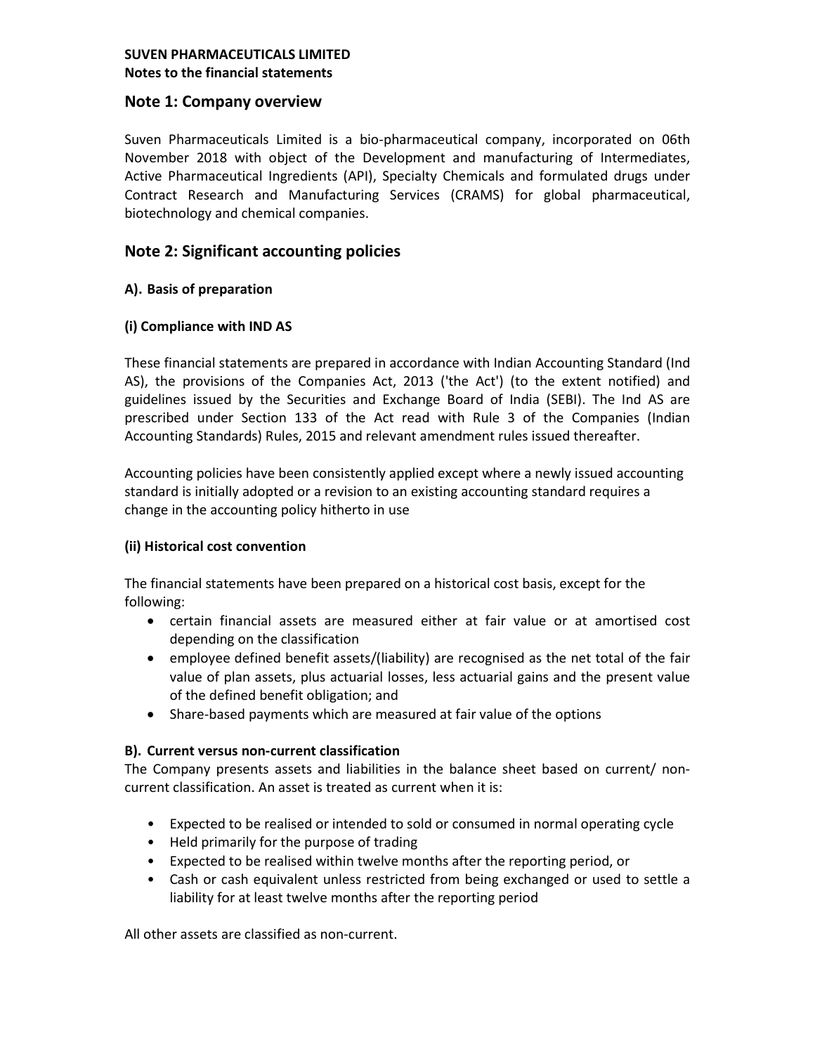**SUVEN PHARMACEUTICALS LIMITED**
**Notes to the financial statements**

## Note 1: Company overview

Suven Pharmaceuticals Limited is a bio-pharmaceutical company, incorporated on 06th November 2018 with object of the Development and manufacturing of Intermediates, Active Pharmaceutical Ingredients (API), Specialty Chemicals and formulated drugs under Contract Research and Manufacturing Services (CRAMS) for global pharmaceutical, biotechnology and chemical companies.

## Note 2: Significant accounting policies

### A). Basis of preparation

#### (i) Compliance with IND AS

These financial statements are prepared in accordance with Indian Accounting Standard (Ind AS), the provisions of the Companies Act, 2013 ('the Act') (to the extent notified) and guidelines issued by the Securities and Exchange Board of India (SEBI). The Ind AS are prescribed under Section 133 of the Act read with Rule 3 of the Companies (Indian Accounting Standards) Rules, 2015 and relevant amendment rules issued thereafter.

Accounting policies have been consistently applied except where a newly issued accounting standard is initially adopted or a revision to an existing accounting standard requires a change in the accounting policy hitherto in use

#### (ii) Historical cost convention

The financial statements have been prepared on a historical cost basis, except for the following:

- certain financial assets are measured either at fair value or at amortised cost depending on the classification
- employee defined benefit assets/(liability) are recognised as the net total of the fair value of plan assets, plus actuarial losses, less actuarial gains and the present value of the defined benefit obligation; and
- Share-based payments which are measured at fair value of the options

### B). Current versus non-current classification

The Company presents assets and liabilities in the balance sheet based on current/ non-current classification. An asset is treated as current when it is:

- Expected to be realised or intended to sold or consumed in normal operating cycle
- Held primarily for the purpose of trading
- Expected to be realised within twelve months after the reporting period, or
- Cash or cash equivalent unless restricted from being exchanged or used to settle a liability for at least twelve months after the reporting period

All other assets are classified as non-current.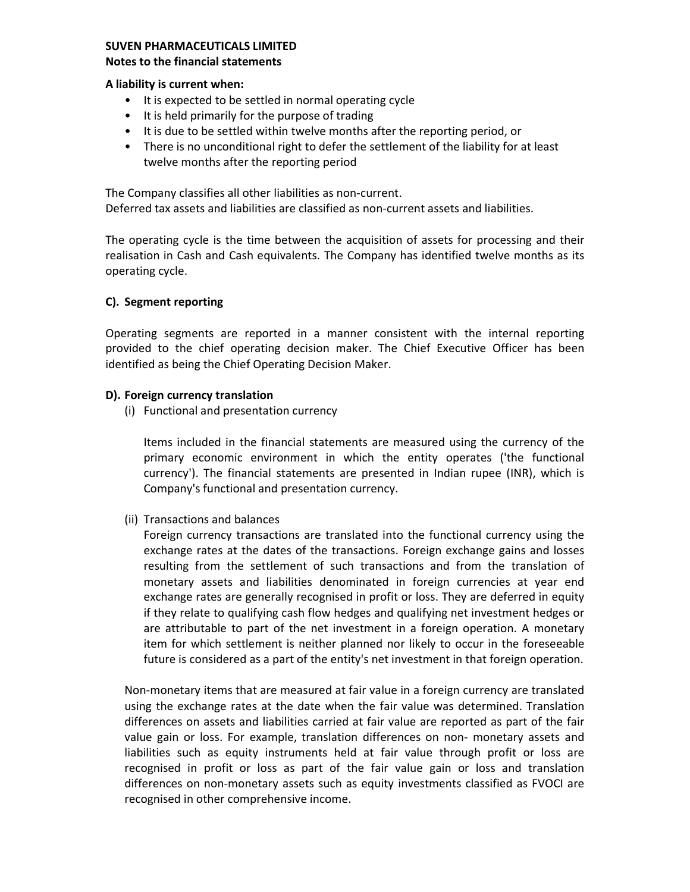**A liability is current when:**

- It is expected to be settled in normal operating cycle
- It is held primarily for the purpose of trading
- It is due to be settled within twelve months after the reporting period, or
- There is no unconditional right to defer the settlement of the liability for at least twelve months after the reporting period

The Company classifies all other liabilities as non-current.
Deferred tax assets and liabilities are classified as non-current assets and liabilities.

The operating cycle is the time between the acquisition of assets for processing and their realisation in Cash and Cash equivalents. The Company has identified twelve months as its operating cycle.

### C). Segment reporting

Operating segments are reported in a manner consistent with the internal reporting provided to the chief operating decision maker. The Chief Executive Officer has been identified as being the Chief Operating Decision Maker.

### D). Foreign currency translation

(i) Functional and presentation currency

Items included in the financial statements are measured using the currency of the primary economic environment in which the entity operates ('the functional currency'). The financial statements are presented in Indian rupee (INR), which is Company's functional and presentation currency.

(ii) Transactions and balances

Foreign currency transactions are translated into the functional currency using the exchange rates at the dates of the transactions. Foreign exchange gains and losses resulting from the settlement of such transactions and from the translation of monetary assets and liabilities denominated in foreign currencies at year end exchange rates are generally recognised in profit or loss. They are deferred in equity if they relate to qualifying cash flow hedges and qualifying net investment hedges or are attributable to part of the net investment in a foreign operation. A monetary item for which settlement is neither planned nor likely to occur in the foreseeable future is considered as a part of the entity's net investment in that foreign operation.

Non-monetary items that are measured at fair value in a foreign currency are translated using the exchange rates at the date when the fair value was determined. Translation differences on assets and liabilities carried at fair value are reported as part of the fair value gain or loss. For example, translation differences on non- monetary assets and liabilities such as equity instruments held at fair value through profit or loss are recognised in profit or loss as part of the fair value gain or loss and translation differences on non-monetary assets such as equity investments classified as FVOCI are recognised in other comprehensive income.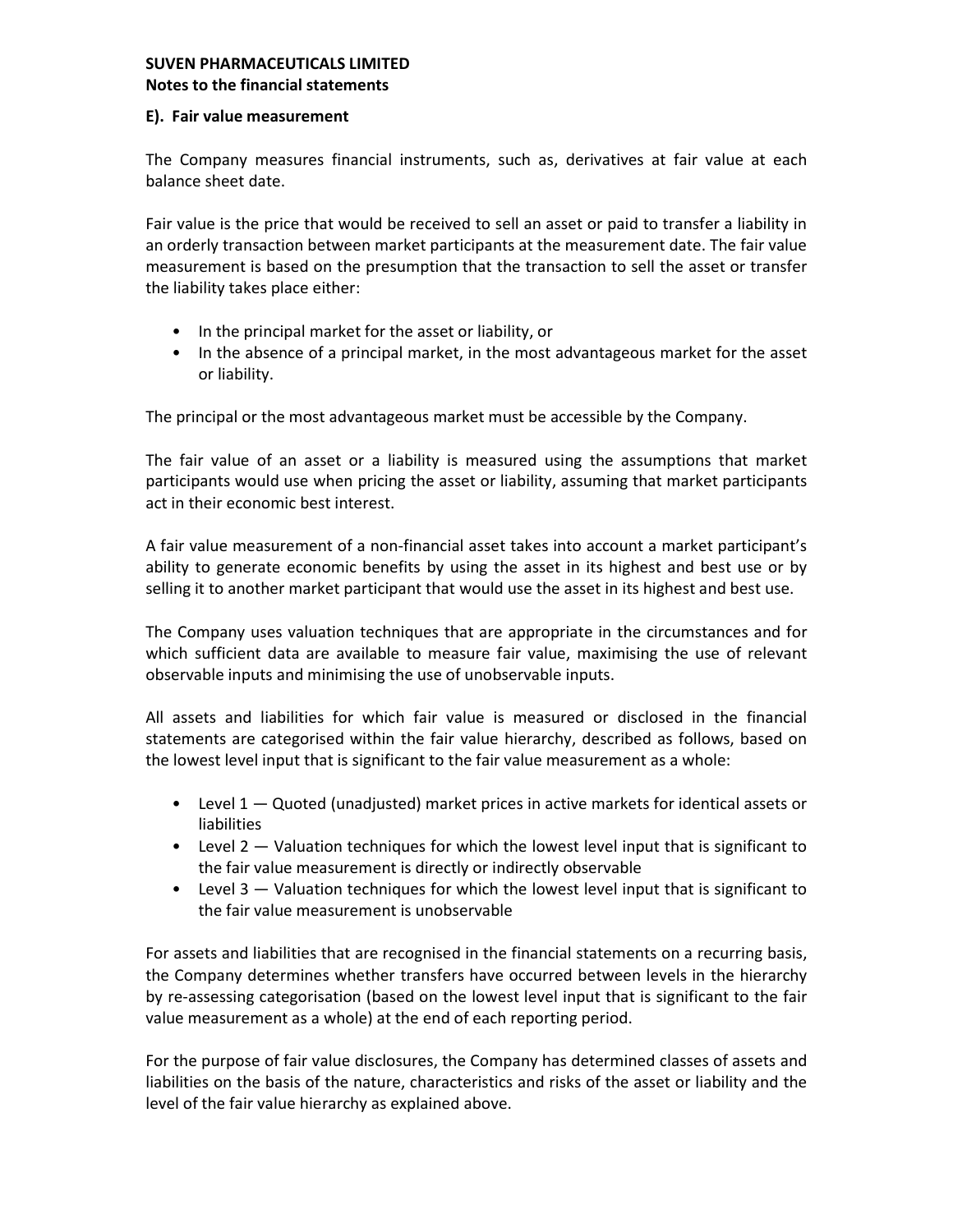**SUVEN PHARMACEUTICALS LIMITED**
**Notes to the financial statements**

### E). Fair value measurement

The Company measures financial instruments, such as, derivatives at fair value at each balance sheet date.

Fair value is the price that would be received to sell an asset or paid to transfer a liability in an orderly transaction between market participants at the measurement date. The fair value measurement is based on the presumption that the transaction to sell the asset or transfer the liability takes place either:

- In the principal market for the asset or liability, or
- In the absence of a principal market, in the most advantageous market for the asset or liability.

The principal or the most advantageous market must be accessible by the Company.

The fair value of an asset or a liability is measured using the assumptions that market participants would use when pricing the asset or liability, assuming that market participants act in their economic best interest.

A fair value measurement of a non-financial asset takes into account a market participant's ability to generate economic benefits by using the asset in its highest and best use or by selling it to another market participant that would use the asset in its highest and best use.

The Company uses valuation techniques that are appropriate in the circumstances and for which sufficient data are available to measure fair value, maximising the use of relevant observable inputs and minimising the use of unobservable inputs.

All assets and liabilities for which fair value is measured or disclosed in the financial statements are categorised within the fair value hierarchy, described as follows, based on the lowest level input that is significant to the fair value measurement as a whole:

- Level 1 — Quoted (unadjusted) market prices in active markets for identical assets or liabilities
- Level 2 — Valuation techniques for which the lowest level input that is significant to the fair value measurement is directly or indirectly observable
- Level 3 — Valuation techniques for which the lowest level input that is significant to the fair value measurement is unobservable

For assets and liabilities that are recognised in the financial statements on a recurring basis, the Company determines whether transfers have occurred between levels in the hierarchy by re-assessing categorisation (based on the lowest level input that is significant to the fair value measurement as a whole) at the end of each reporting period.

For the purpose of fair value disclosures, the Company has determined classes of assets and liabilities on the basis of the nature, characteristics and risks of the asset or liability and the level of the fair value hierarchy as explained above.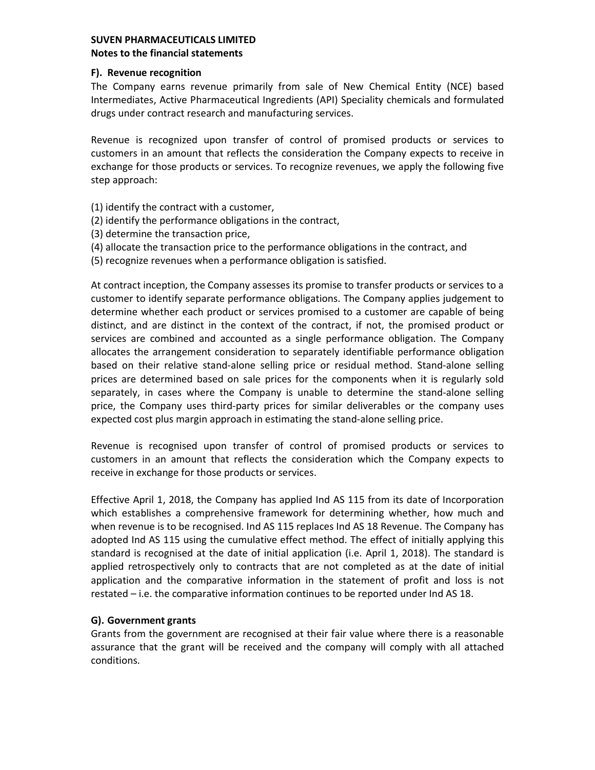**SUVEN PHARMACEUTICALS LIMITED**
**Notes to the financial statements**

### F). Revenue recognition

The Company earns revenue primarily from sale of New Chemical Entity (NCE) based Intermediates, Active Pharmaceutical Ingredients (API) Speciality chemicals and formulated drugs under contract research and manufacturing services.

Revenue is recognized upon transfer of control of promised products or services to customers in an amount that reflects the consideration the Company expects to receive in exchange for those products or services. To recognize revenues, we apply the following five step approach:

(1) identify the contract with a customer,
(2) identify the performance obligations in the contract,
(3) determine the transaction price,
(4) allocate the transaction price to the performance obligations in the contract, and
(5) recognize revenues when a performance obligation is satisfied.

At contract inception, the Company assesses its promise to transfer products or services to a customer to identify separate performance obligations. The Company applies judgement to determine whether each product or services promised to a customer are capable of being distinct, and are distinct in the context of the contract, if not, the promised product or services are combined and accounted as a single performance obligation. The Company allocates the arrangement consideration to separately identifiable performance obligation based on their relative stand-alone selling price or residual method. Stand-alone selling prices are determined based on sale prices for the components when it is regularly sold separately, in cases where the Company is unable to determine the stand-alone selling price, the Company uses third-party prices for similar deliverables or the company uses expected cost plus margin approach in estimating the stand-alone selling price.

Revenue is recognised upon transfer of control of promised products or services to customers in an amount that reflects the consideration which the Company expects to receive in exchange for those products or services.

Effective April 1, 2018, the Company has applied Ind AS 115 from its date of Incorporation which establishes a comprehensive framework for determining whether, how much and when revenue is to be recognised. Ind AS 115 replaces Ind AS 18 Revenue. The Company has adopted Ind AS 115 using the cumulative effect method. The effect of initially applying this standard is recognised at the date of initial application (i.e. April 1, 2018). The standard is applied retrospectively only to contracts that are not completed as at the date of initial application and the comparative information in the statement of profit and loss is not restated – i.e. the comparative information continues to be reported under Ind AS 18.

### G). Government grants

Grants from the government are recognised at their fair value where there is a reasonable assurance that the grant will be received and the company will comply with all attached conditions.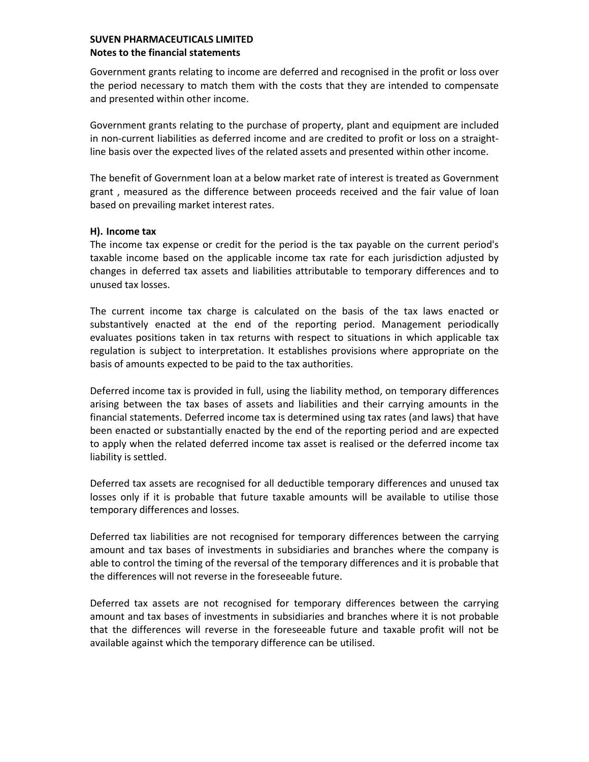**SUVEN PHARMACEUTICALS LIMITED**
**Notes to the financial statements**

Government grants relating to income are deferred and recognised in the profit or loss over the period necessary to match them with the costs that they are intended to compensate and presented within other income.

Government grants relating to the purchase of property, plant and equipment are included in non-current liabilities as deferred income and are credited to profit or loss on a straight-line basis over the expected lives of the related assets and presented within other income.

The benefit of Government loan at a below market rate of interest is treated as Government grant , measured as the difference between proceeds received and the fair value of loan based on prevailing market interest rates.

**H). Income tax**

The income tax expense or credit for the period is the tax payable on the current period's taxable income based on the applicable income tax rate for each jurisdiction adjusted by changes in deferred tax assets and liabilities attributable to temporary differences and to unused tax losses.

The current income tax charge is calculated on the basis of the tax laws enacted or substantively enacted at the end of the reporting period. Management periodically evaluates positions taken in tax returns with respect to situations in which applicable tax regulation is subject to interpretation. It establishes provisions where appropriate on the basis of amounts expected to be paid to the tax authorities.

Deferred income tax is provided in full, using the liability method, on temporary differences arising between the tax bases of assets and liabilities and their carrying amounts in the financial statements. Deferred income tax is determined using tax rates (and laws) that have been enacted or substantially enacted by the end of the reporting period and are expected to apply when the related deferred income tax asset is realised or the deferred income tax liability is settled.

Deferred tax assets are recognised for all deductible temporary differences and unused tax losses only if it is probable that future taxable amounts will be available to utilise those temporary differences and losses.

Deferred tax liabilities are not recognised for temporary differences between the carrying amount and tax bases of investments in subsidiaries and branches where the company is able to control the timing of the reversal of the temporary differences and it is probable that the differences will not reverse in the foreseeable future.

Deferred tax assets are not recognised for temporary differences between the carrying amount and tax bases of investments in subsidiaries and branches where it is not probable that the differences will reverse in the foreseeable future and taxable profit will not be available against which the temporary difference can be utilised.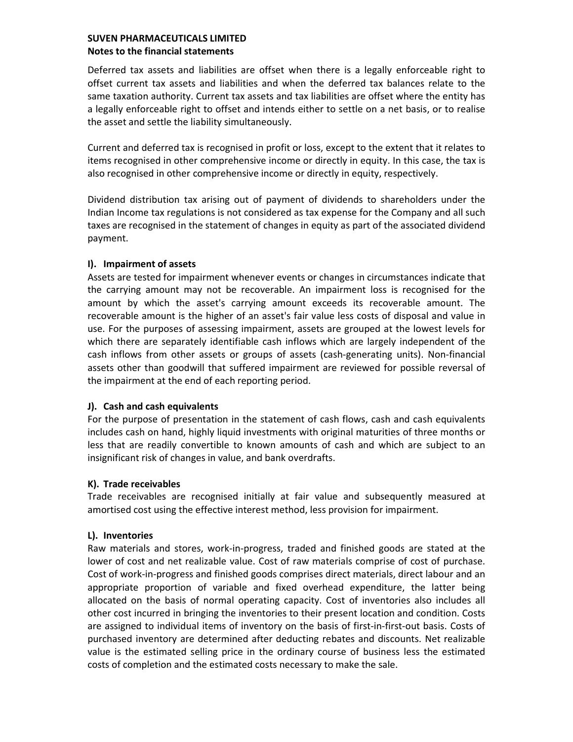**SUVEN PHARMACEUTICALS LIMITED**
**Notes to the financial statements**

Deferred tax assets and liabilities are offset when there is a legally enforceable right to offset current tax assets and liabilities and when the deferred tax balances relate to the same taxation authority. Current tax assets and tax liabilities are offset where the entity has a legally enforceable right to offset and intends either to settle on a net basis, or to realise the asset and settle the liability simultaneously.

Current and deferred tax is recognised in profit or loss, except to the extent that it relates to items recognised in other comprehensive income or directly in equity. In this case, the tax is also recognised in other comprehensive income or directly in equity, respectively.

Dividend distribution tax arising out of payment of dividends to shareholders under the Indian Income tax regulations is not considered as tax expense for the Company and all such taxes are recognised in the statement of changes in equity as part of the associated dividend payment.

### I). Impairment of assets

Assets are tested for impairment whenever events or changes in circumstances indicate that the carrying amount may not be recoverable. An impairment loss is recognised for the amount by which the asset's carrying amount exceeds its recoverable amount. The recoverable amount is the higher of an asset's fair value less costs of disposal and value in use. For the purposes of assessing impairment, assets are grouped at the lowest levels for which there are separately identifiable cash inflows which are largely independent of the cash inflows from other assets or groups of assets (cash-generating units). Non-financial assets other than goodwill that suffered impairment are reviewed for possible reversal of the impairment at the end of each reporting period.

### J). Cash and cash equivalents

For the purpose of presentation in the statement of cash flows, cash and cash equivalents includes cash on hand, highly liquid investments with original maturities of three months or less that are readily convertible to known amounts of cash and which are subject to an insignificant risk of changes in value, and bank overdrafts.

### K). Trade receivables

Trade receivables are recognised initially at fair value and subsequently measured at amortised cost using the effective interest method, less provision for impairment.

### L). Inventories

Raw materials and stores, work-in-progress, traded and finished goods are stated at the lower of cost and net realizable value. Cost of raw materials comprise of cost of purchase. Cost of work-in-progress and finished goods comprises direct materials, direct labour and an appropriate proportion of variable and fixed overhead expenditure, the latter being allocated on the basis of normal operating capacity. Cost of inventories also includes all other cost incurred in bringing the inventories to their present location and condition. Costs are assigned to individual items of inventory on the basis of first-in-first-out basis. Costs of purchased inventory are determined after deducting rebates and discounts. Net realizable value is the estimated selling price in the ordinary course of business less the estimated costs of completion and the estimated costs necessary to make the sale.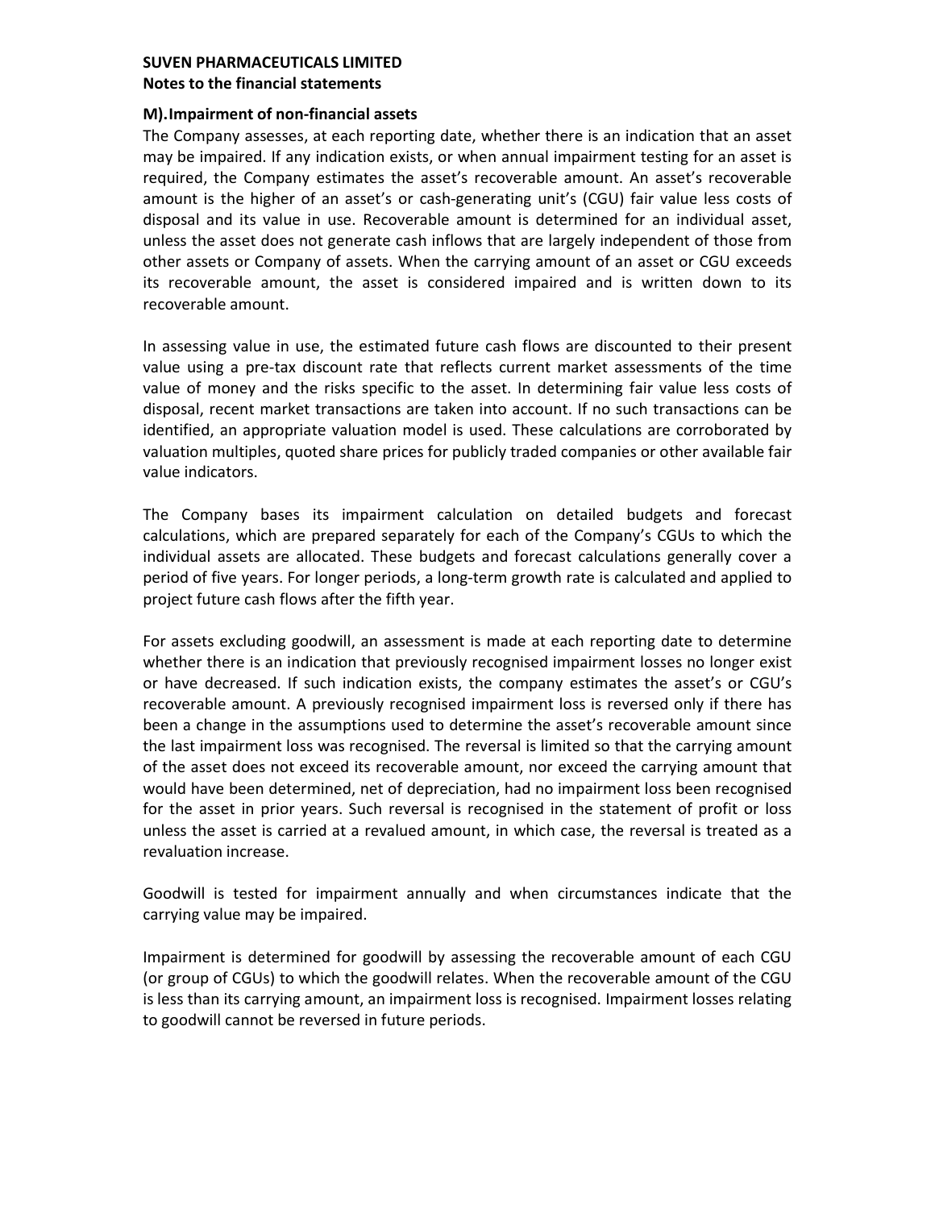**SUVEN PHARMACEUTICALS LIMITED**
**Notes to the financial statements**

**M).Impairment of non-financial assets**

The Company assesses, at each reporting date, whether there is an indication that an asset may be impaired. If any indication exists, or when annual impairment testing for an asset is required, the Company estimates the asset's recoverable amount. An asset's recoverable amount is the higher of an asset's or cash-generating unit's (CGU) fair value less costs of disposal and its value in use. Recoverable amount is determined for an individual asset, unless the asset does not generate cash inflows that are largely independent of those from other assets or Company of assets. When the carrying amount of an asset or CGU exceeds its recoverable amount, the asset is considered impaired and is written down to its recoverable amount.

In assessing value in use, the estimated future cash flows are discounted to their present value using a pre-tax discount rate that reflects current market assessments of the time value of money and the risks specific to the asset. In determining fair value less costs of disposal, recent market transactions are taken into account. If no such transactions can be identified, an appropriate valuation model is used. These calculations are corroborated by valuation multiples, quoted share prices for publicly traded companies or other available fair value indicators.

The Company bases its impairment calculation on detailed budgets and forecast calculations, which are prepared separately for each of the Company's CGUs to which the individual assets are allocated. These budgets and forecast calculations generally cover a period of five years. For longer periods, a long-term growth rate is calculated and applied to project future cash flows after the fifth year.

For assets excluding goodwill, an assessment is made at each reporting date to determine whether there is an indication that previously recognised impairment losses no longer exist or have decreased. If such indication exists, the company estimates the asset's or CGU's recoverable amount. A previously recognised impairment loss is reversed only if there has been a change in the assumptions used to determine the asset's recoverable amount since the last impairment loss was recognised. The reversal is limited so that the carrying amount of the asset does not exceed its recoverable amount, nor exceed the carrying amount that would have been determined, net of depreciation, had no impairment loss been recognised for the asset in prior years. Such reversal is recognised in the statement of profit or loss unless the asset is carried at a revalued amount, in which case, the reversal is treated as a revaluation increase.

Goodwill is tested for impairment annually and when circumstances indicate that the carrying value may be impaired.

Impairment is determined for goodwill by assessing the recoverable amount of each CGU (or group of CGUs) to which the goodwill relates. When the recoverable amount of the CGU is less than its carrying amount, an impairment loss is recognised. Impairment losses relating to goodwill cannot be reversed in future periods.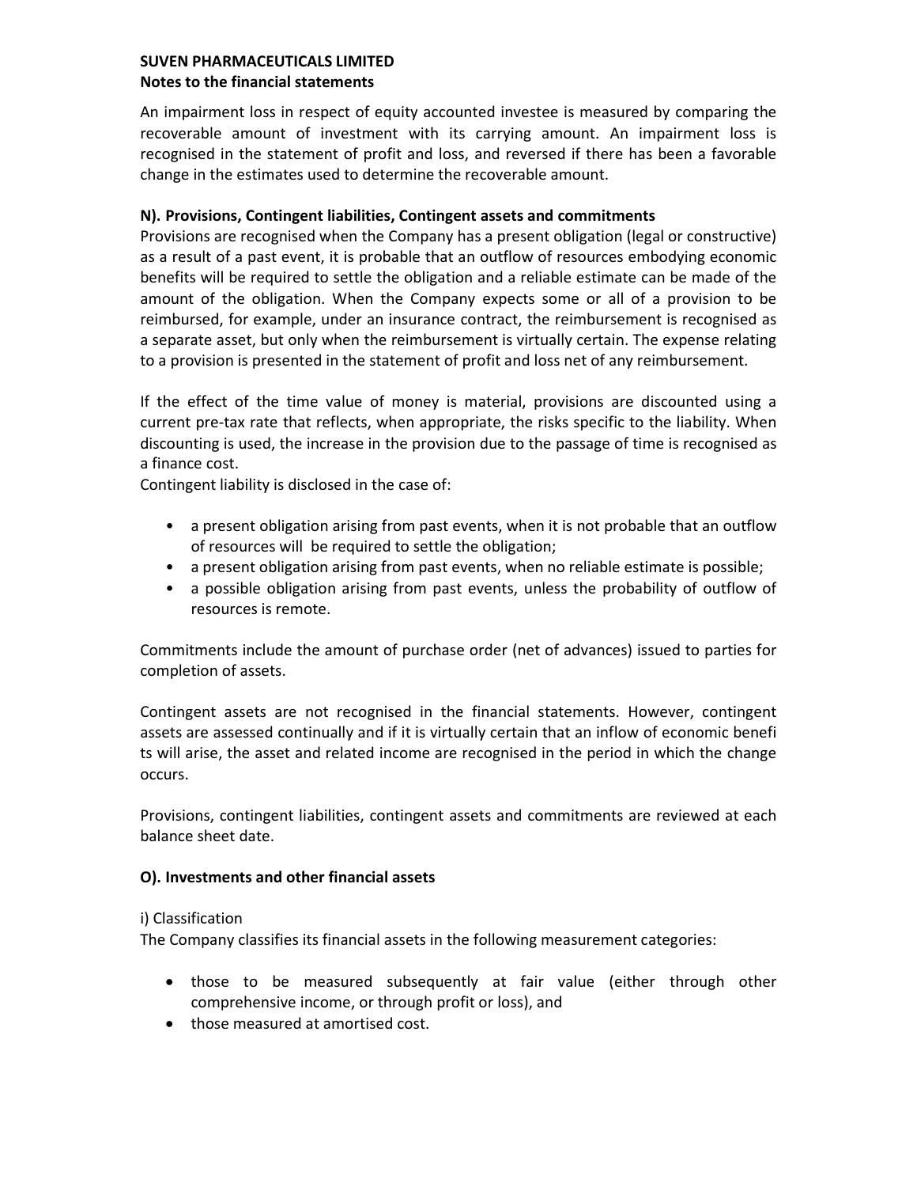**SUVEN PHARMACEUTICALS LIMITED**
**Notes to the financial statements**

An impairment loss in respect of equity accounted investee is measured by comparing the recoverable amount of investment with its carrying amount. An impairment loss is recognised in the statement of profit and loss, and reversed if there has been a favorable change in the estimates used to determine the recoverable amount.

**N). Provisions, Contingent liabilities, Contingent assets and commitments**

Provisions are recognised when the Company has a present obligation (legal or constructive) as a result of a past event, it is probable that an outflow of resources embodying economic benefits will be required to settle the obligation and a reliable estimate can be made of the amount of the obligation. When the Company expects some or all of a provision to be reimbursed, for example, under an insurance contract, the reimbursement is recognised as a separate asset, but only when the reimbursement is virtually certain. The expense relating to a provision is presented in the statement of profit and loss net of any reimbursement.

If the effect of the time value of money is material, provisions are discounted using a current pre-tax rate that reflects, when appropriate, the risks specific to the liability. When discounting is used, the increase in the provision due to the passage of time is recognised as a finance cost.

Contingent liability is disclosed in the case of:

- a present obligation arising from past events, when it is not probable that an outflow of resources will be required to settle the obligation;
- a present obligation arising from past events, when no reliable estimate is possible;
- a possible obligation arising from past events, unless the probability of outflow of resources is remote.

Commitments include the amount of purchase order (net of advances) issued to parties for completion of assets.

Contingent assets are not recognised in the financial statements. However, contingent assets are assessed continually and if it is virtually certain that an inflow of economic benefi ts will arise, the asset and related income are recognised in the period in which the change occurs.

Provisions, contingent liabilities, contingent assets and commitments are reviewed at each balance sheet date.

**O). Investments and other financial assets**

i) Classification

The Company classifies its financial assets in the following measurement categories:

- those to be measured subsequently at fair value (either through other comprehensive income, or through profit or loss), and
- those measured at amortised cost.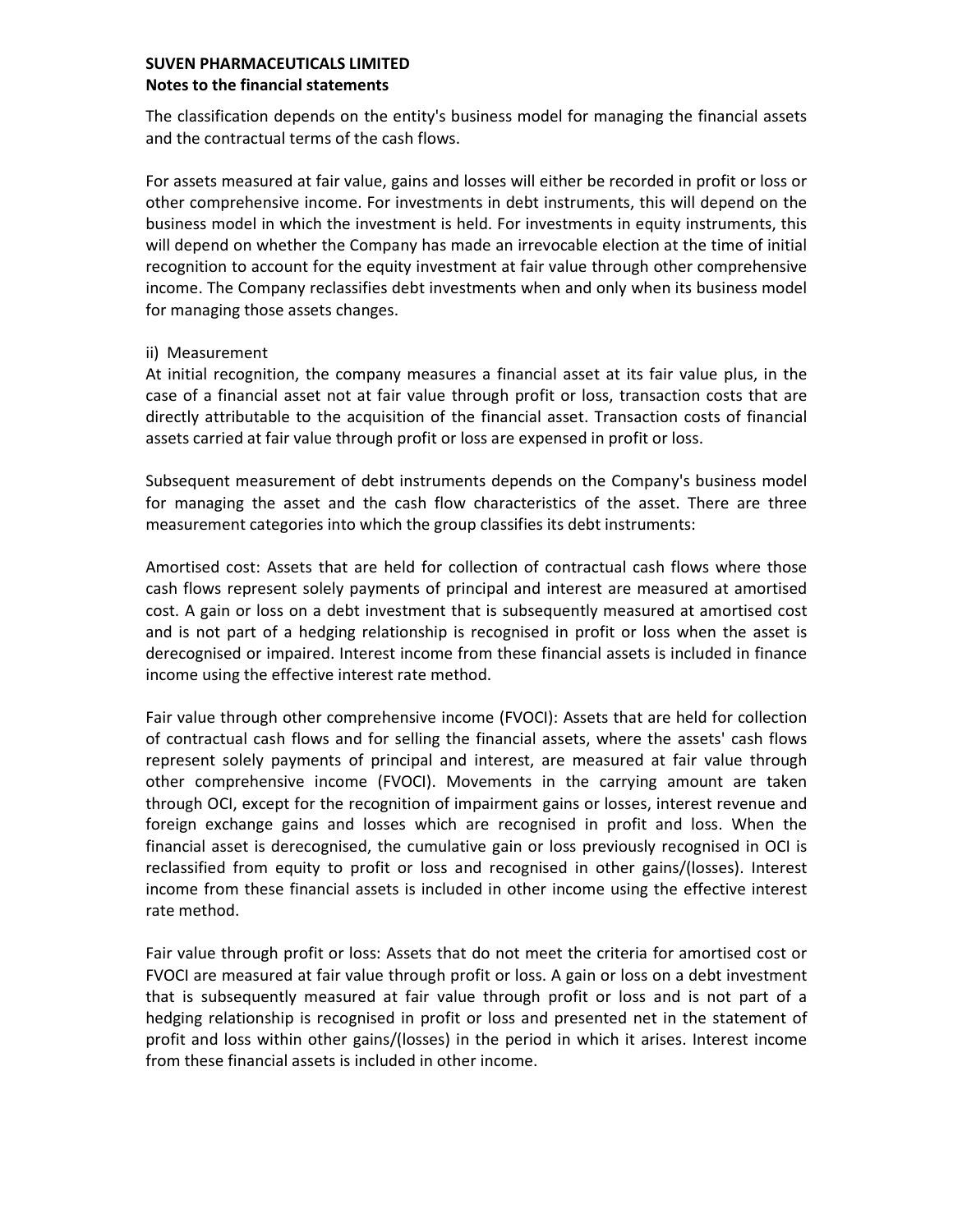The classification depends on the entity's business model for managing the financial assets and the contractual terms of the cash flows.

For assets measured at fair value, gains and losses will either be recorded in profit or loss or other comprehensive income. For investments in debt instruments, this will depend on the business model in which the investment is held. For investments in equity instruments, this will depend on whether the Company has made an irrevocable election at the time of initial recognition to account for the equity investment at fair value through other comprehensive income. The Company reclassifies debt investments when and only when its business model for managing those assets changes.

ii) Measurement

At initial recognition, the company measures a financial asset at its fair value plus, in the case of a financial asset not at fair value through profit or loss, transaction costs that are directly attributable to the acquisition of the financial asset. Transaction costs of financial assets carried at fair value through profit or loss are expensed in profit or loss.

Subsequent measurement of debt instruments depends on the Company's business model for managing the asset and the cash flow characteristics of the asset. There are three measurement categories into which the group classifies its debt instruments:

Amortised cost: Assets that are held for collection of contractual cash flows where those cash flows represent solely payments of principal and interest are measured at amortised cost. A gain or loss on a debt investment that is subsequently measured at amortised cost and is not part of a hedging relationship is recognised in profit or loss when the asset is derecognised or impaired. Interest income from these financial assets is included in finance income using the effective interest rate method.

Fair value through other comprehensive income (FVOCI): Assets that are held for collection of contractual cash flows and for selling the financial assets, where the assets' cash flows represent solely payments of principal and interest, are measured at fair value through other comprehensive income (FVOCI). Movements in the carrying amount are taken through OCI, except for the recognition of impairment gains or losses, interest revenue and foreign exchange gains and losses which are recognised in profit and loss. When the financial asset is derecognised, the cumulative gain or loss previously recognised in OCI is reclassified from equity to profit or loss and recognised in other gains/(losses). Interest income from these financial assets is included in other income using the effective interest rate method.

Fair value through profit or loss: Assets that do not meet the criteria for amortised cost or FVOCI are measured at fair value through profit or loss. A gain or loss on a debt investment that is subsequently measured at fair value through profit or loss and is not part of a hedging relationship is recognised in profit or loss and presented net in the statement of profit and loss within other gains/(losses) in the period in which it arises. Interest income from these financial assets is included in other income.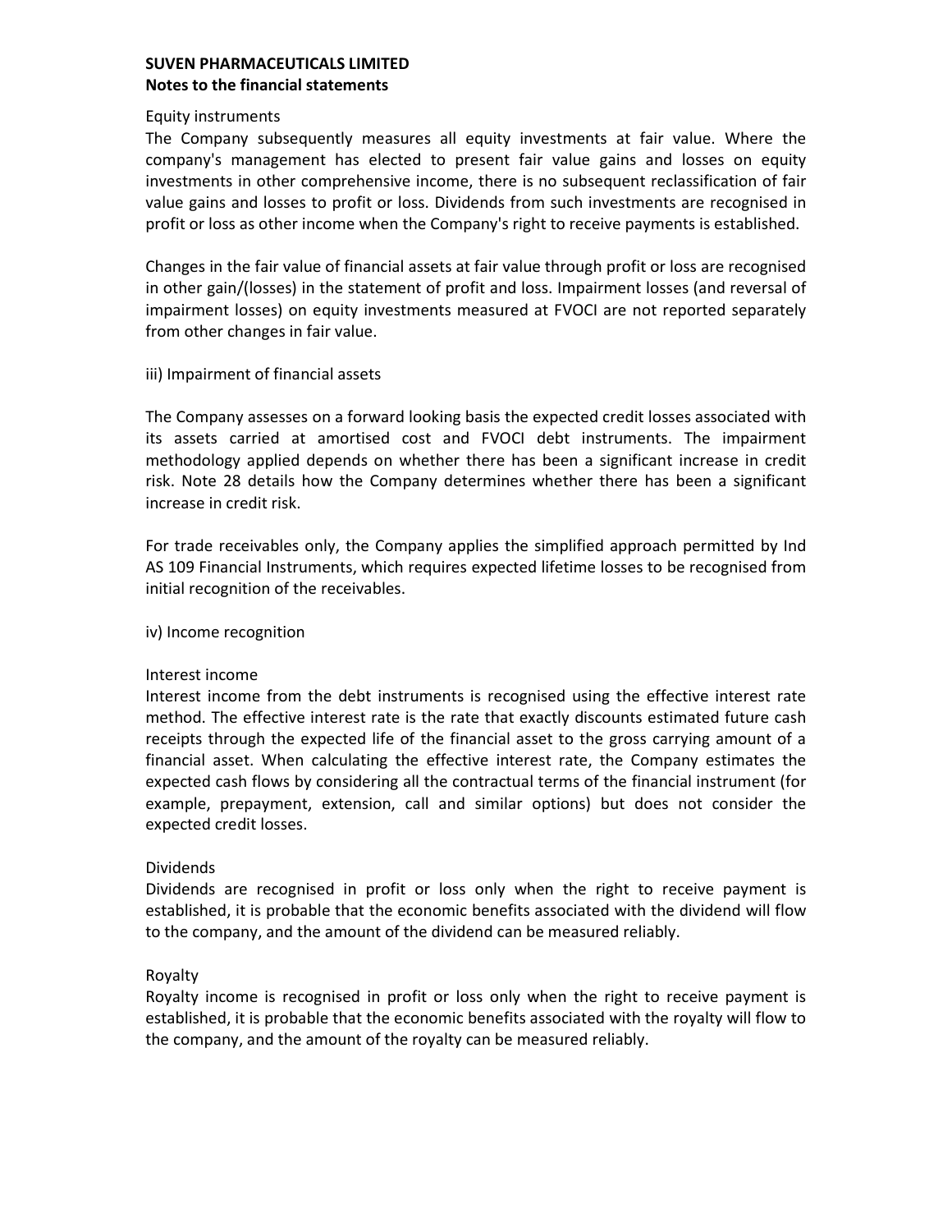**SUVEN PHARMACEUTICALS LIMITED**
**Notes to the financial statements**

Equity instruments
The Company subsequently measures all equity investments at fair value. Where the company's management has elected to present fair value gains and losses on equity investments in other comprehensive income, there is no subsequent reclassification of fair value gains and losses to profit or loss. Dividends from such investments are recognised in profit or loss as other income when the Company's right to receive payments is established.

Changes in the fair value of financial assets at fair value through profit or loss are recognised in other gain/(losses) in the statement of profit and loss. Impairment losses (and reversal of impairment losses) on equity investments measured at FVOCI are not reported separately from other changes in fair value.

iii) Impairment of financial assets

The Company assesses on a forward looking basis the expected credit losses associated with its assets carried at amortised cost and FVOCI debt instruments. The impairment methodology applied depends on whether there has been a significant increase in credit risk. Note 28 details how the Company determines whether there has been a significant increase in credit risk.

For trade receivables only, the Company applies the simplified approach permitted by Ind AS 109 Financial Instruments, which requires expected lifetime losses to be recognised from initial recognition of the receivables.

iv) Income recognition

Interest income
Interest income from the debt instruments is recognised using the effective interest rate method. The effective interest rate is the rate that exactly discounts estimated future cash receipts through the expected life of the financial asset to the gross carrying amount of a financial asset. When calculating the effective interest rate, the Company estimates the expected cash flows by considering all the contractual terms of the financial instrument (for example, prepayment, extension, call and similar options) but does not consider the expected credit losses.

Dividends
Dividends are recognised in profit or loss only when the right to receive payment is established, it is probable that the economic benefits associated with the dividend will flow to the company, and the amount of the dividend can be measured reliably.

Royalty
Royalty income is recognised in profit or loss only when the right to receive payment is established, it is probable that the economic benefits associated with the royalty will flow to the company, and the amount of the royalty can be measured reliably.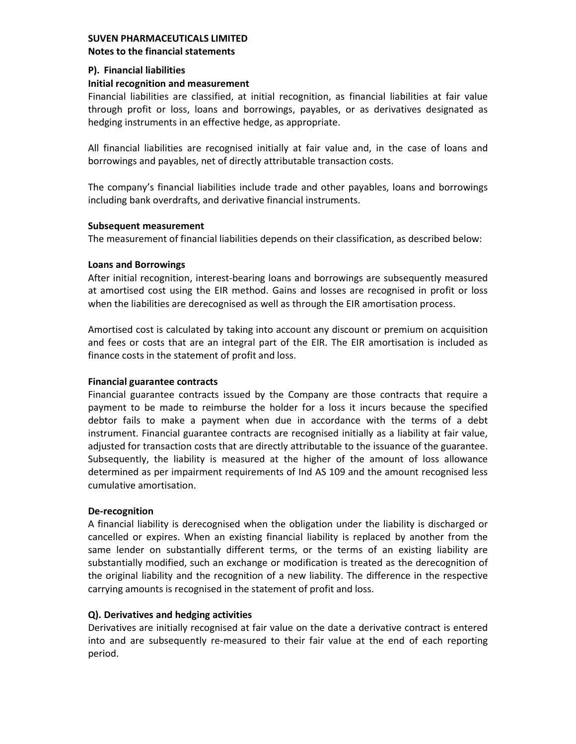**SUVEN PHARMACEUTICALS LIMITED**
**Notes to the financial statements**

**P). Financial liabilities**

**Initial recognition and measurement**

Financial liabilities are classified, at initial recognition, as financial liabilities at fair value through profit or loss, loans and borrowings, payables, or as derivatives designated as hedging instruments in an effective hedge, as appropriate.

All financial liabilities are recognised initially at fair value and, in the case of loans and borrowings and payables, net of directly attributable transaction costs.

The company's financial liabilities include trade and other payables, loans and borrowings including bank overdrafts, and derivative financial instruments.

**Subsequent measurement**

The measurement of financial liabilities depends on their classification, as described below:

**Loans and Borrowings**

After initial recognition, interest-bearing loans and borrowings are subsequently measured at amortised cost using the EIR method. Gains and losses are recognised in profit or loss when the liabilities are derecognised as well as through the EIR amortisation process.

Amortised cost is calculated by taking into account any discount or premium on acquisition and fees or costs that are an integral part of the EIR. The EIR amortisation is included as finance costs in the statement of profit and loss.

**Financial guarantee contracts**

Financial guarantee contracts issued by the Company are those contracts that require a payment to be made to reimburse the holder for a loss it incurs because the specified debtor fails to make a payment when due in accordance with the terms of a debt instrument. Financial guarantee contracts are recognised initially as a liability at fair value, adjusted for transaction costs that are directly attributable to the issuance of the guarantee. Subsequently, the liability is measured at the higher of the amount of loss allowance determined as per impairment requirements of Ind AS 109 and the amount recognised less cumulative amortisation.

**De-recognition**

A financial liability is derecognised when the obligation under the liability is discharged or cancelled or expires. When an existing financial liability is replaced by another from the same lender on substantially different terms, or the terms of an existing liability are substantially modified, such an exchange or modification is treated as the derecognition of the original liability and the recognition of a new liability. The difference in the respective carrying amounts is recognised in the statement of profit and loss.

**Q). Derivatives and hedging activities**

Derivatives are initially recognised at fair value on the date a derivative contract is entered into and are subsequently re-measured to their fair value at the end of each reporting period.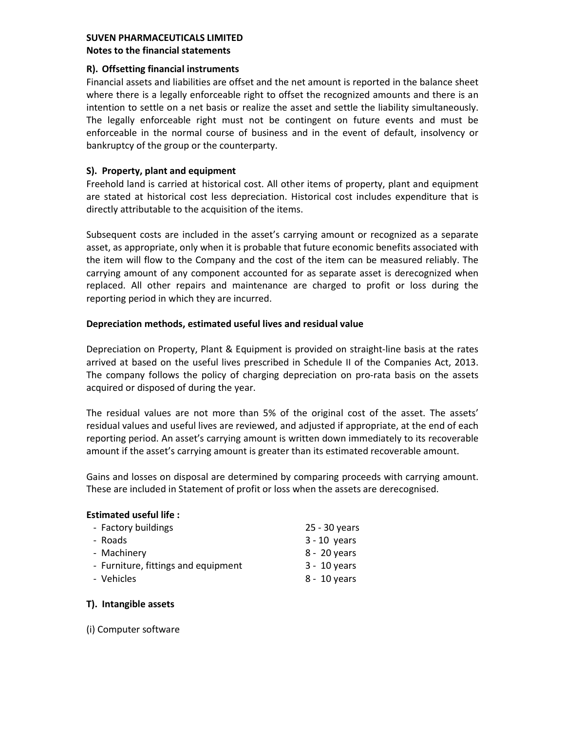**SUVEN PHARMACEUTICALS LIMITED**
**Notes to the financial statements**

### R). Offsetting financial instruments

Financial assets and liabilities are offset and the net amount is reported in the balance sheet where there is a legally enforceable right to offset the recognized amounts and there is an intention to settle on a net basis or realize the asset and settle the liability simultaneously. The legally enforceable right must not be contingent on future events and must be enforceable in the normal course of business and in the event of default, insolvency or bankruptcy of the group or the counterparty.

### S). Property, plant and equipment

Freehold land is carried at historical cost. All other items of property, plant and equipment are stated at historical cost less depreciation. Historical cost includes expenditure that is directly attributable to the acquisition of the items.

Subsequent costs are included in the asset's carrying amount or recognized as a separate asset, as appropriate, only when it is probable that future economic benefits associated with the item will flow to the Company and the cost of the item can be measured reliably. The carrying amount of any component accounted for as separate asset is derecognized when replaced. All other repairs and maintenance are charged to profit or loss during the reporting period in which they are incurred.

**Depreciation methods, estimated useful lives and residual value**

Depreciation on Property, Plant & Equipment is provided on straight-line basis at the rates arrived at based on the useful lives prescribed in Schedule II of the Companies Act, 2013. The company follows the policy of charging depreciation on pro-rata basis on the assets acquired or disposed of during the year.

The residual values are not more than 5% of the original cost of the asset. The assets' residual values and useful lives are reviewed, and adjusted if appropriate, at the end of each reporting period. An asset's carrying amount is written down immediately to its recoverable amount if the asset's carrying amount is greater than its estimated recoverable amount.

Gains and losses on disposal are determined by comparing proceeds with carrying amount. These are included in Statement of profit or loss when the assets are derecognised.

**Estimated useful life :**

| | |
|---|---|
| - Factory buildings | 25 - 30 years |
| - Roads | 3 - 10 years |
| - Machinery | 8 - 20 years |
| - Furniture, fittings and equipment | 3 - 10 years |
| - Vehicles | 8 - 10 years |

### T). Intangible assets

(i) Computer software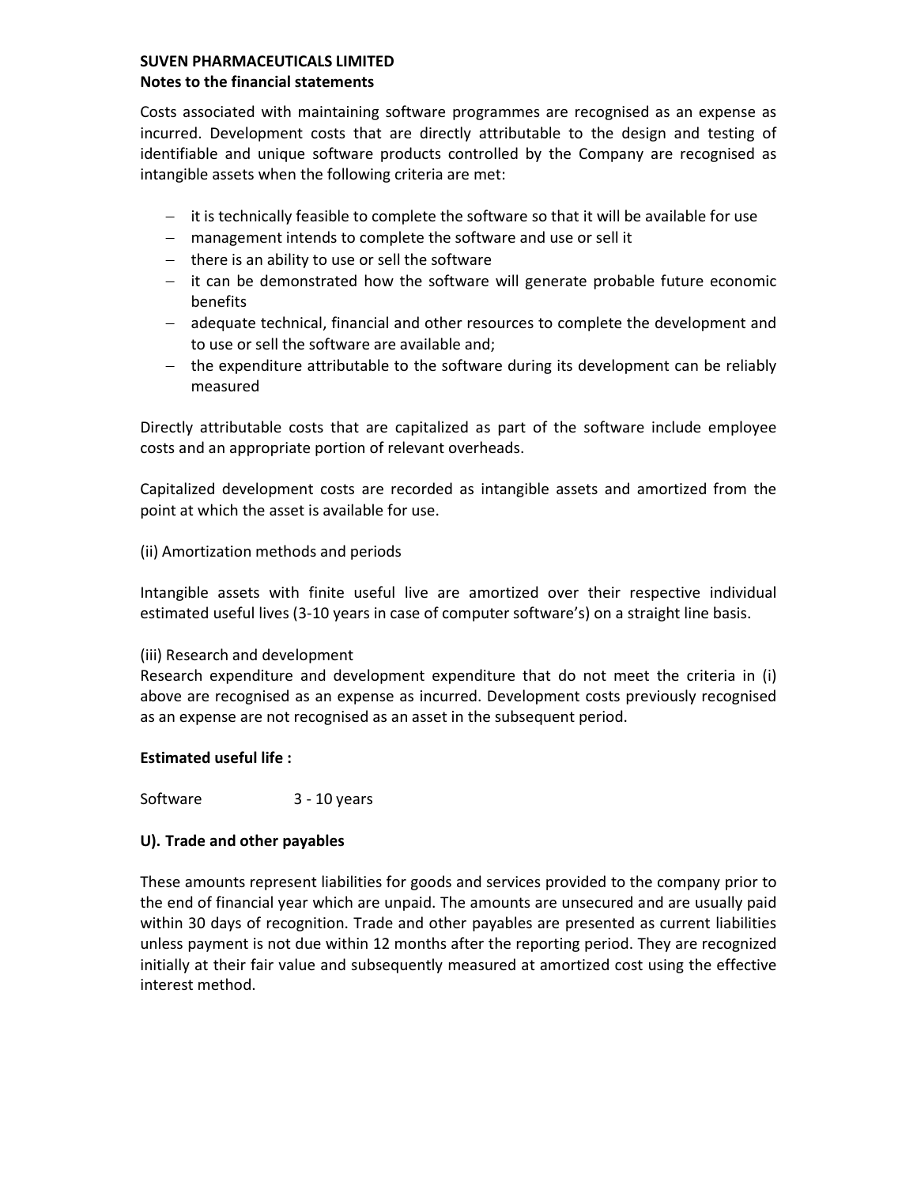**SUVEN PHARMACEUTICALS LIMITED**
**Notes to the financial statements**

Costs associated with maintaining software programmes are recognised as an expense as incurred. Development costs that are directly attributable to the design and testing of identifiable and unique software products controlled by the Company are recognised as intangible assets when the following criteria are met:

- it is technically feasible to complete the software so that it will be available for use
- management intends to complete the software and use or sell it
- there is an ability to use or sell the software
- it can be demonstrated how the software will generate probable future economic benefits
- adequate technical, financial and other resources to complete the development and to use or sell the software are available and;
- the expenditure attributable to the software during its development can be reliably measured

Directly attributable costs that are capitalized as part of the software include employee costs and an appropriate portion of relevant overheads.

Capitalized development costs are recorded as intangible assets and amortized from the point at which the asset is available for use.

(ii) Amortization methods and periods

Intangible assets with finite useful live are amortized over their respective individual estimated useful lives (3-10 years in case of computer software's) on a straight line basis.

(iii) Research and development

Research expenditure and development expenditure that do not meet the criteria in (i) above are recognised as an expense as incurred. Development costs previously recognised as an expense are not recognised as an asset in the subsequent period.

**Estimated useful life :**

Software 3 - 10 years

**U). Trade and other payables**

These amounts represent liabilities for goods and services provided to the company prior to the end of financial year which are unpaid. The amounts are unsecured and are usually paid within 30 days of recognition. Trade and other payables are presented as current liabilities unless payment is not due within 12 months after the reporting period. They are recognized initially at their fair value and subsequently measured at amortized cost using the effective interest method.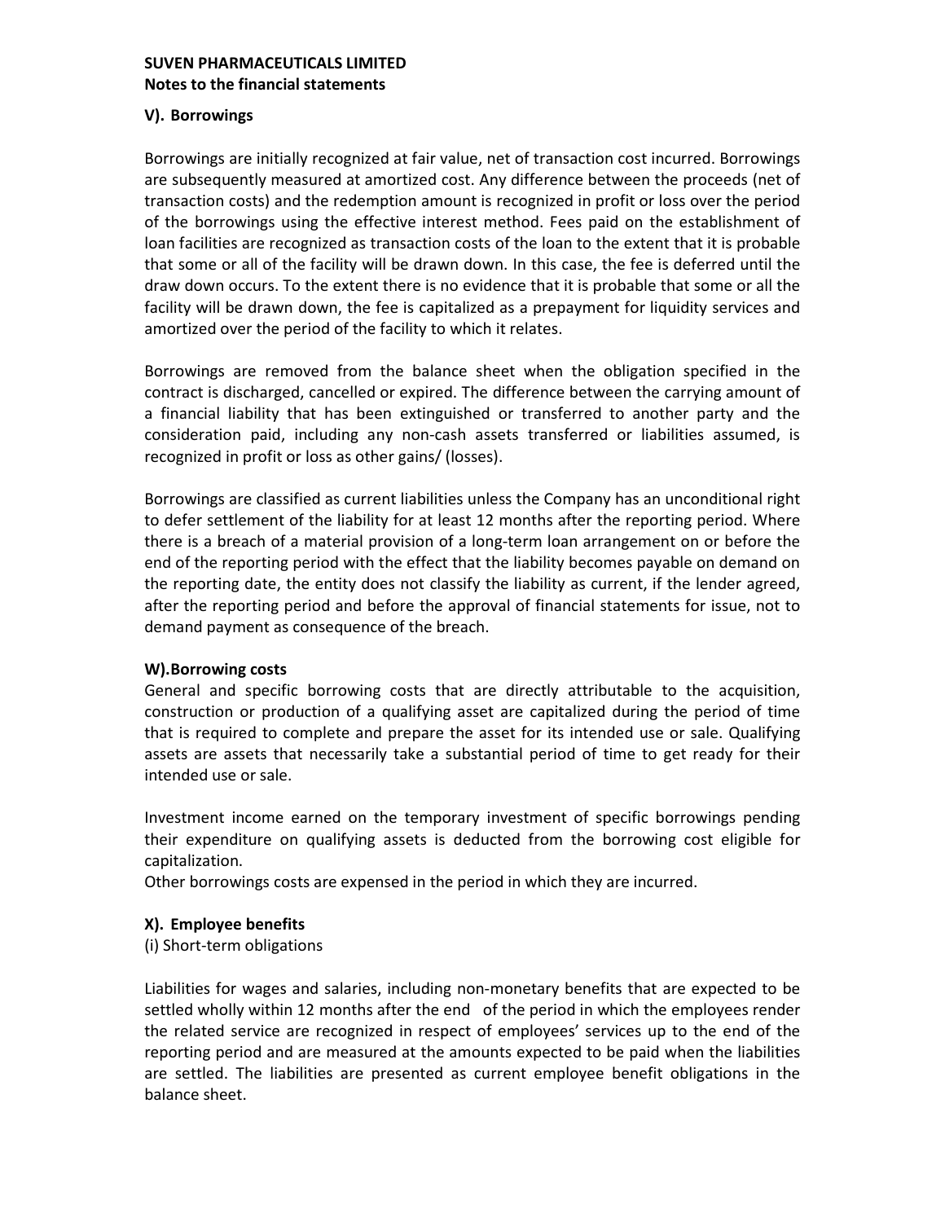**SUVEN PHARMACEUTICALS LIMITED**
**Notes to the financial statements**

### V). Borrowings

Borrowings are initially recognized at fair value, net of transaction cost incurred. Borrowings are subsequently measured at amortized cost. Any difference between the proceeds (net of transaction costs) and the redemption amount is recognized in profit or loss over the period of the borrowings using the effective interest method. Fees paid on the establishment of loan facilities are recognized as transaction costs of the loan to the extent that it is probable that some or all of the facility will be drawn down. In this case, the fee is deferred until the draw down occurs. To the extent there is no evidence that it is probable that some or all the facility will be drawn down, the fee is capitalized as a prepayment for liquidity services and amortized over the period of the facility to which it relates.

Borrowings are removed from the balance sheet when the obligation specified in the contract is discharged, cancelled or expired. The difference between the carrying amount of a financial liability that has been extinguished or transferred to another party and the consideration paid, including any non-cash assets transferred or liabilities assumed, is recognized in profit or loss as other gains/ (losses).

Borrowings are classified as current liabilities unless the Company has an unconditional right to defer settlement of the liability for at least 12 months after the reporting period. Where there is a breach of a material provision of a long-term loan arrangement on or before the end of the reporting period with the effect that the liability becomes payable on demand on the reporting date, the entity does not classify the liability as current, if the lender agreed, after the reporting period and before the approval of financial statements for issue, not to demand payment as consequence of the breach.

### W).Borrowing costs

General and specific borrowing costs that are directly attributable to the acquisition, construction or production of a qualifying asset are capitalized during the period of time that is required to complete and prepare the asset for its intended use or sale. Qualifying assets are assets that necessarily take a substantial period of time to get ready for their intended use or sale.

Investment income earned on the temporary investment of specific borrowings pending their expenditure on qualifying assets is deducted from the borrowing cost eligible for capitalization.
Other borrowings costs are expensed in the period in which they are incurred.

### X). Employee benefits

(i) Short-term obligations

Liabilities for wages and salaries, including non-monetary benefits that are expected to be settled wholly within 12 months after the end of the period in which the employees render the related service are recognized in respect of employees' services up to the end of the reporting period and are measured at the amounts expected to be paid when the liabilities are settled. The liabilities are presented as current employee benefit obligations in the balance sheet.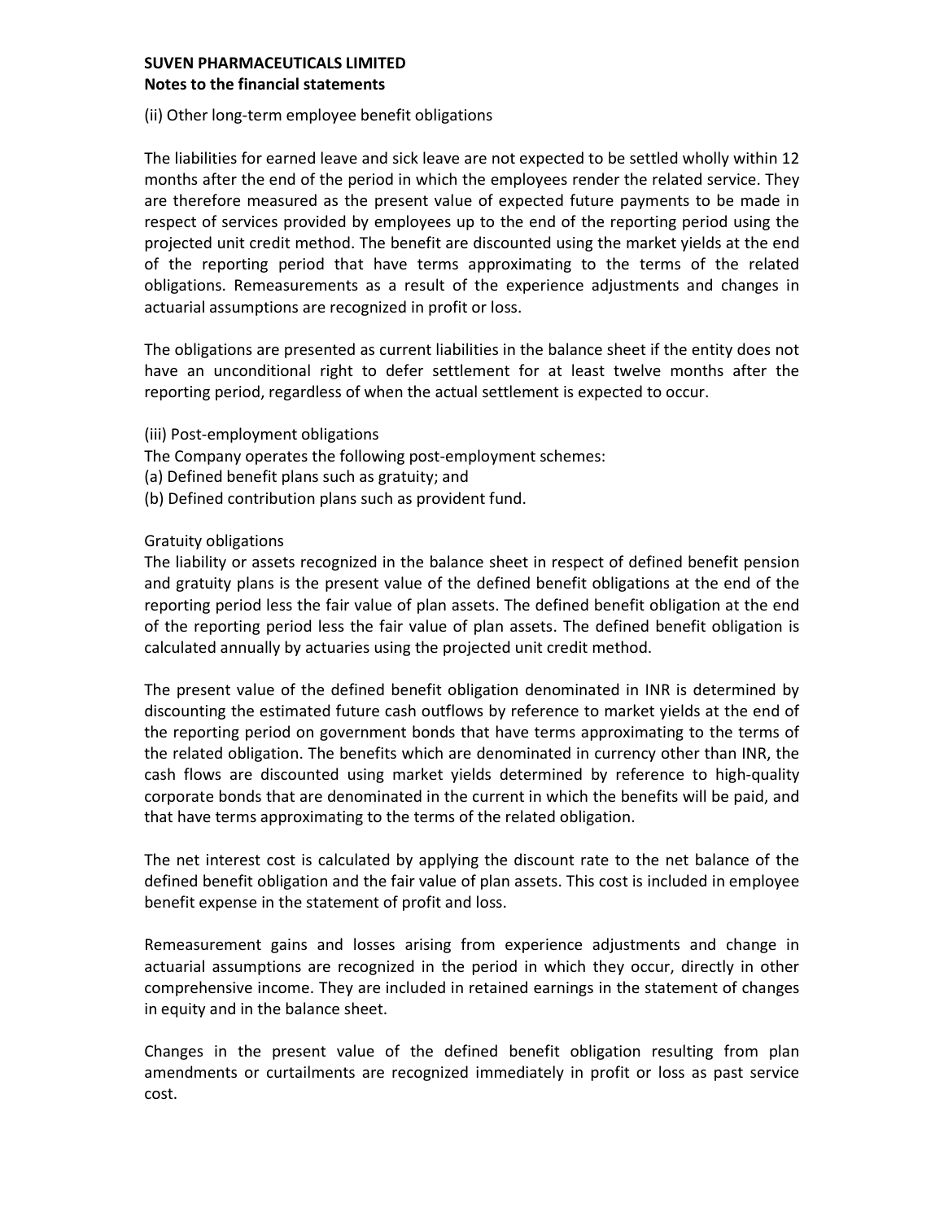**SUVEN PHARMACEUTICALS LIMITED**
**Notes to the financial statements**

(ii) Other long-term employee benefit obligations

The liabilities for earned leave and sick leave are not expected to be settled wholly within 12 months after the end of the period in which the employees render the related service. They are therefore measured as the present value of expected future payments to be made in respect of services provided by employees up to the end of the reporting period using the projected unit credit method. The benefit are discounted using the market yields at the end of the reporting period that have terms approximating to the terms of the related obligations. Remeasurements as a result of the experience adjustments and changes in actuarial assumptions are recognized in profit or loss.

The obligations are presented as current liabilities in the balance sheet if the entity does not have an unconditional right to defer settlement for at least twelve months after the reporting period, regardless of when the actual settlement is expected to occur.

(iii) Post-employment obligations
The Company operates the following post-employment schemes:
(a) Defined benefit plans such as gratuity; and
(b) Defined contribution plans such as provident fund.

Gratuity obligations
The liability or assets recognized in the balance sheet in respect of defined benefit pension and gratuity plans is the present value of the defined benefit obligations at the end of the reporting period less the fair value of plan assets. The defined benefit obligation at the end of the reporting period less the fair value of plan assets. The defined benefit obligation is calculated annually by actuaries using the projected unit credit method.

The present value of the defined benefit obligation denominated in INR is determined by discounting the estimated future cash outflows by reference to market yields at the end of the reporting period on government bonds that have terms approximating to the terms of the related obligation. The benefits which are denominated in currency other than INR, the cash flows are discounted using market yields determined by reference to high-quality corporate bonds that are denominated in the current in which the benefits will be paid, and that have terms approximating to the terms of the related obligation.

The net interest cost is calculated by applying the discount rate to the net balance of the defined benefit obligation and the fair value of plan assets. This cost is included in employee benefit expense in the statement of profit and loss.

Remeasurement gains and losses arising from experience adjustments and change in actuarial assumptions are recognized in the period in which they occur, directly in other comprehensive income. They are included in retained earnings in the statement of changes in equity and in the balance sheet.

Changes in the present value of the defined benefit obligation resulting from plan amendments or curtailments are recognized immediately in profit or loss as past service cost.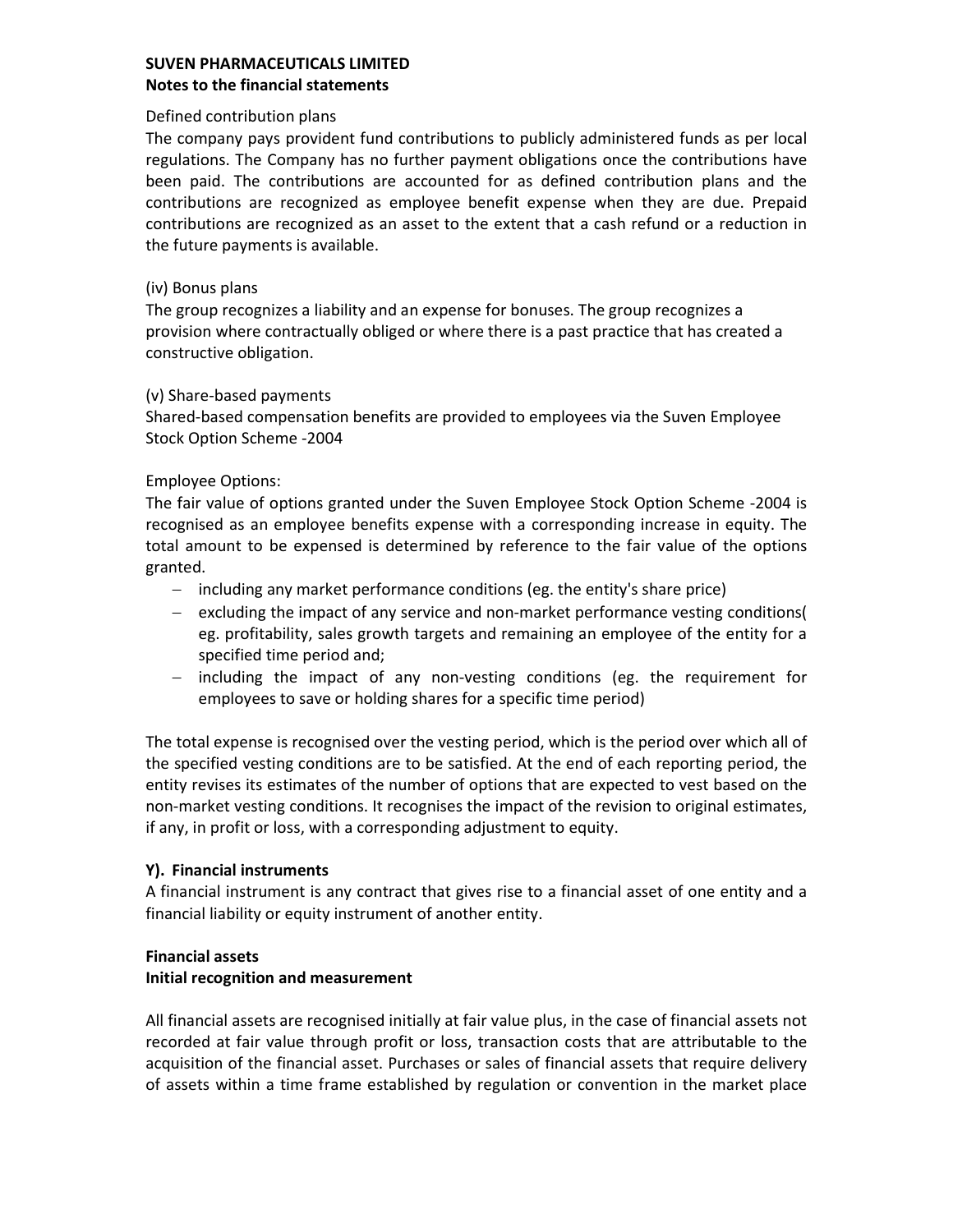**SUVEN PHARMACEUTICALS LIMITED**
**Notes to the financial statements**

Defined contribution plans
The company pays provident fund contributions to publicly administered funds as per local regulations. The Company has no further payment obligations once the contributions have been paid. The contributions are accounted for as defined contribution plans and the contributions are recognized as employee benefit expense when they are due. Prepaid contributions are recognized as an asset to the extent that a cash refund or a reduction in the future payments is available.

(iv) Bonus plans
The group recognizes a liability and an expense for bonuses. The group recognizes a provision where contractually obliged or where there is a past practice that has created a constructive obligation.

(v) Share-based payments
Shared-based compensation benefits are provided to employees via the Suven Employee Stock Option Scheme -2004

Employee Options:
The fair value of options granted under the Suven Employee Stock Option Scheme -2004 is recognised as an employee benefits expense with a corresponding increase in equity. The total amount to be expensed is determined by reference to the fair value of the options granted.

- including any market performance conditions (eg. the entity's share price)
- excluding the impact of any service and non-market performance vesting conditions( eg. profitability, sales growth targets and remaining an employee of the entity for a specified time period and;
- including the impact of any non-vesting conditions (eg. the requirement for employees to save or holding shares for a specific time period)

The total expense is recognised over the vesting period, which is the period over which all of the specified vesting conditions are to be satisfied. At the end of each reporting period, the entity revises its estimates of the number of options that are expected to vest based on the non-market vesting conditions. It recognises the impact of the revision to original estimates, if any, in profit or loss, with a corresponding adjustment to equity.

**Y). Financial instruments**
A financial instrument is any contract that gives rise to a financial asset of one entity and a financial liability or equity instrument of another entity.

**Financial assets**
**Initial recognition and measurement**

All financial assets are recognised initially at fair value plus, in the case of financial assets not recorded at fair value through profit or loss, transaction costs that are attributable to the acquisition of the financial asset. Purchases or sales of financial assets that require delivery of assets within a time frame established by regulation or convention in the market place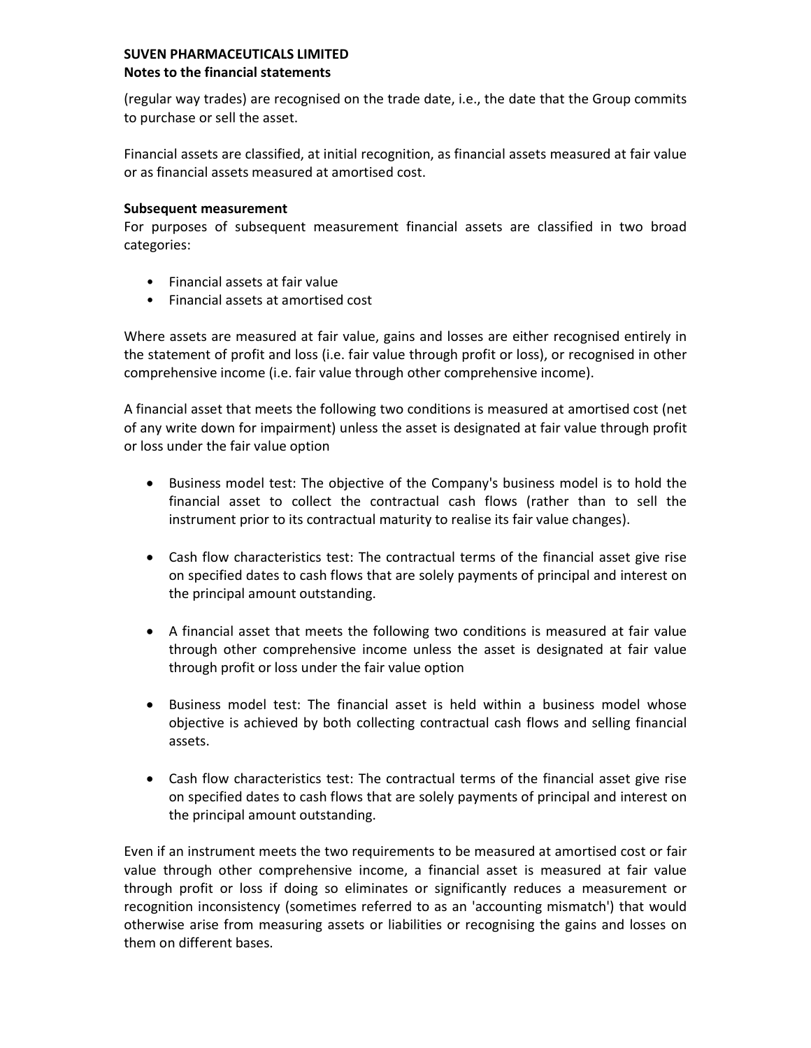(regular way trades) are recognised on the trade date, i.e., the date that the Group commits to purchase or sell the asset.

Financial assets are classified, at initial recognition, as financial assets measured at fair value or as financial assets measured at amortised cost.

**Subsequent measurement**

For purposes of subsequent measurement financial assets are classified in two broad categories:

- Financial assets at fair value
- Financial assets at amortised cost

Where assets are measured at fair value, gains and losses are either recognised entirely in the statement of profit and loss (i.e. fair value through profit or loss), or recognised in other comprehensive income (i.e. fair value through other comprehensive income).

A financial asset that meets the following two conditions is measured at amortised cost (net of any write down for impairment) unless the asset is designated at fair value through profit or loss under the fair value option

- Business model test: The objective of the Company's business model is to hold the financial asset to collect the contractual cash flows (rather than to sell the instrument prior to its contractual maturity to realise its fair value changes).
- Cash flow characteristics test: The contractual terms of the financial asset give rise on specified dates to cash flows that are solely payments of principal and interest on the principal amount outstanding.
- A financial asset that meets the following two conditions is measured at fair value through other comprehensive income unless the asset is designated at fair value through profit or loss under the fair value option
- Business model test: The financial asset is held within a business model whose objective is achieved by both collecting contractual cash flows and selling financial assets.
- Cash flow characteristics test: The contractual terms of the financial asset give rise on specified dates to cash flows that are solely payments of principal and interest on the principal amount outstanding.

Even if an instrument meets the two requirements to be measured at amortised cost or fair value through other comprehensive income, a financial asset is measured at fair value through profit or loss if doing so eliminates or significantly reduces a measurement or recognition inconsistency (sometimes referred to as an 'accounting mismatch') that would otherwise arise from measuring assets or liabilities or recognising the gains and losses on them on different bases.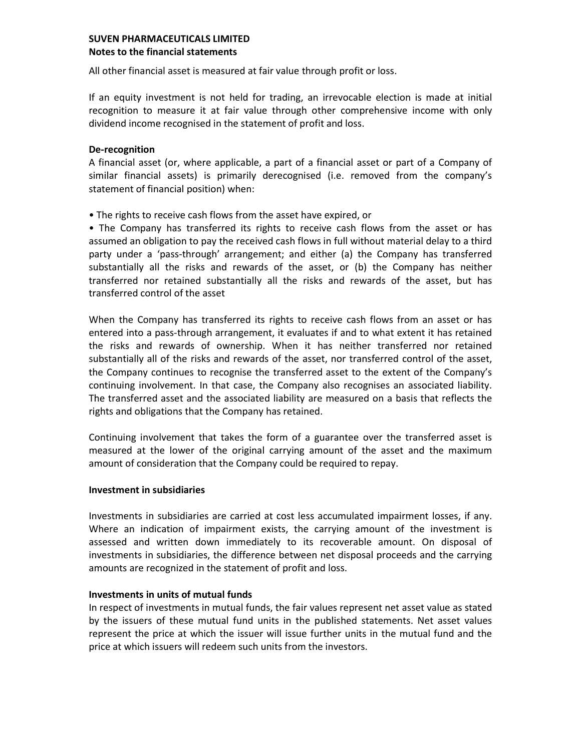All other financial asset is measured at fair value through profit or loss.

If an equity investment is not held for trading, an irrevocable election is made at initial recognition to measure it at fair value through other comprehensive income with only dividend income recognised in the statement of profit and loss.

**De-recognition**

A financial asset (or, where applicable, a part of a financial asset or part of a Company of similar financial assets) is primarily derecognised (i.e. removed from the company's statement of financial position) when:

- The rights to receive cash flows from the asset have expired, or
- The Company has transferred its rights to receive cash flows from the asset or has assumed an obligation to pay the received cash flows in full without material delay to a third party under a 'pass-through' arrangement; and either (a) the Company has transferred substantially all the risks and rewards of the asset, or (b) the Company has neither transferred nor retained substantially all the risks and rewards of the asset, but has transferred control of the asset

When the Company has transferred its rights to receive cash flows from an asset or has entered into a pass-through arrangement, it evaluates if and to what extent it has retained the risks and rewards of ownership. When it has neither transferred nor retained substantially all of the risks and rewards of the asset, nor transferred control of the asset, the Company continues to recognise the transferred asset to the extent of the Company's continuing involvement. In that case, the Company also recognises an associated liability. The transferred asset and the associated liability are measured on a basis that reflects the rights and obligations that the Company has retained.

Continuing involvement that takes the form of a guarantee over the transferred asset is measured at the lower of the original carrying amount of the asset and the maximum amount of consideration that the Company could be required to repay.

**Investment in subsidiaries**

Investments in subsidiaries are carried at cost less accumulated impairment losses, if any. Where an indication of impairment exists, the carrying amount of the investment is assessed and written down immediately to its recoverable amount. On disposal of investments in subsidiaries, the difference between net disposal proceeds and the carrying amounts are recognized in the statement of profit and loss.

**Investments in units of mutual funds**

In respect of investments in mutual funds, the fair values represent net asset value as stated by the issuers of these mutual fund units in the published statements. Net asset values represent the price at which the issuer will issue further units in the mutual fund and the price at which issuers will redeem such units from the investors.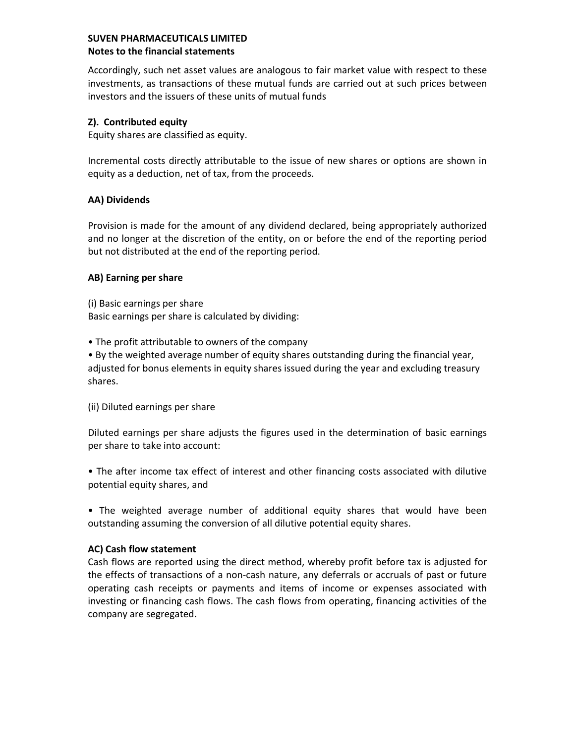**SUVEN PHARMACEUTICALS LIMITED**
**Notes to the financial statements**

Accordingly, such net asset values are analogous to fair market value with respect to these investments, as transactions of these mutual funds are carried out at such prices between investors and the issuers of these units of mutual funds

**Z). Contributed equity**

Equity shares are classified as equity.

Incremental costs directly attributable to the issue of new shares or options are shown in equity as a deduction, net of tax, from the proceeds.

**AA) Dividends**

Provision is made for the amount of any dividend declared, being appropriately authorized and no longer at the discretion of the entity, on or before the end of the reporting period but not distributed at the end of the reporting period.

**AB) Earning per share**

(i) Basic earnings per share

Basic earnings per share is calculated by dividing:

- The profit attributable to owners of the company
- By the weighted average number of equity shares outstanding during the financial year, adjusted for bonus elements in equity shares issued during the year and excluding treasury shares.

(ii) Diluted earnings per share

Diluted earnings per share adjusts the figures used in the determination of basic earnings per share to take into account:

- The after income tax effect of interest and other financing costs associated with dilutive potential equity shares, and

- The weighted average number of additional equity shares that would have been outstanding assuming the conversion of all dilutive potential equity shares.

**AC) Cash flow statement**

Cash flows are reported using the direct method, whereby profit before tax is adjusted for the effects of transactions of a non-cash nature, any deferrals or accruals of past or future operating cash receipts or payments and items of income or expenses associated with investing or financing cash flows. The cash flows from operating, financing activities of the company are segregated.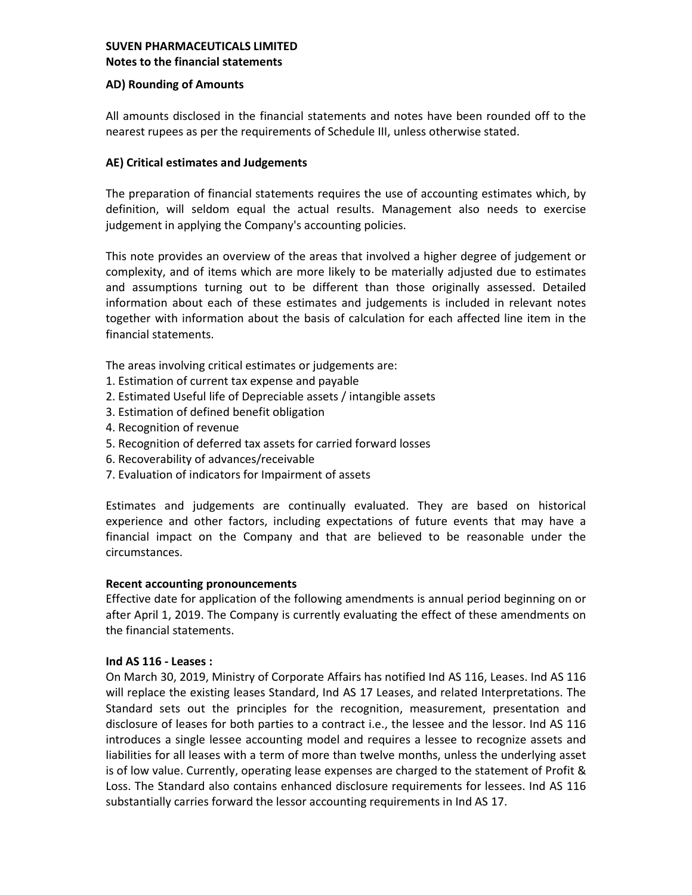**SUVEN PHARMACEUTICALS LIMITED**
**Notes to the financial statements**

### AD) Rounding of Amounts

All amounts disclosed in the financial statements and notes have been rounded off to the nearest rupees as per the requirements of Schedule III, unless otherwise stated.

### AE) Critical estimates and Judgements

The preparation of financial statements requires the use of accounting estimates which, by definition, will seldom equal the actual results. Management also needs to exercise judgement in applying the Company's accounting policies.

This note provides an overview of the areas that involved a higher degree of judgement or complexity, and of items which are more likely to be materially adjusted due to estimates and assumptions turning out to be different than those originally assessed. Detailed information about each of these estimates and judgements is included in relevant notes together with information about the basis of calculation for each affected line item in the financial statements.

The areas involving critical estimates or judgements are:

1. Estimation of current tax expense and payable
2. Estimated Useful life of Depreciable assets / intangible assets
3. Estimation of defined benefit obligation
4. Recognition of revenue
5. Recognition of deferred tax assets for carried forward losses
6. Recoverability of advances/receivable
7. Evaluation of indicators for Impairment of assets

Estimates and judgements are continually evaluated. They are based on historical experience and other factors, including expectations of future events that may have a financial impact on the Company and that are believed to be reasonable under the circumstances.

**Recent accounting pronouncements**

Effective date for application of the following amendments is annual period beginning on or after April 1, 2019. The Company is currently evaluating the effect of these amendments on the financial statements.

**Ind AS 116 - Leases :**

On March 30, 2019, Ministry of Corporate Affairs has notified Ind AS 116, Leases. Ind AS 116 will replace the existing leases Standard, Ind AS 17 Leases, and related Interpretations. The Standard sets out the principles for the recognition, measurement, presentation and disclosure of leases for both parties to a contract i.e., the lessee and the lessor. Ind AS 116 introduces a single lessee accounting model and requires a lessee to recognize assets and liabilities for all leases with a term of more than twelve months, unless the underlying asset is of low value. Currently, operating lease expenses are charged to the statement of Profit & Loss. The Standard also contains enhanced disclosure requirements for lessees. Ind AS 116 substantially carries forward the lessor accounting requirements in Ind AS 17.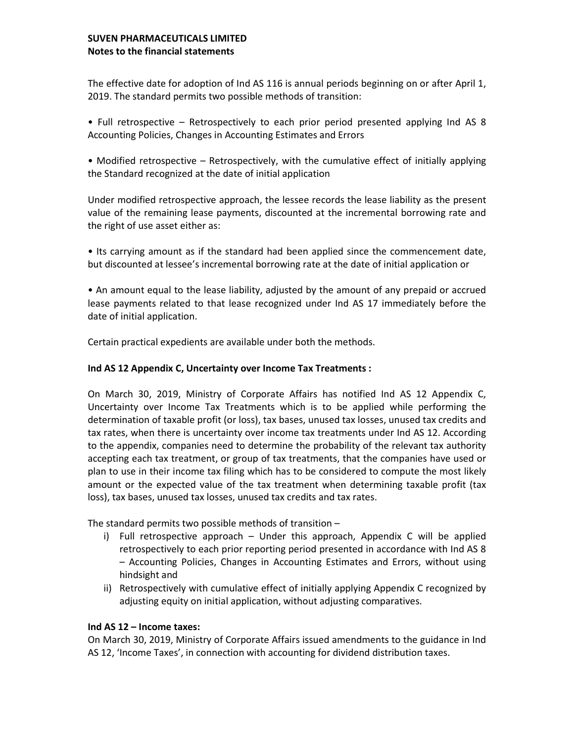The effective date for adoption of Ind AS 116 is annual periods beginning on or after April 1, 2019. The standard permits two possible methods of transition:

• Full retrospective – Retrospectively to each prior period presented applying Ind AS 8 Accounting Policies, Changes in Accounting Estimates and Errors

• Modified retrospective – Retrospectively, with the cumulative effect of initially applying the Standard recognized at the date of initial application

Under modified retrospective approach, the lessee records the lease liability as the present value of the remaining lease payments, discounted at the incremental borrowing rate and the right of use asset either as:

• Its carrying amount as if the standard had been applied since the commencement date, but discounted at lessee's incremental borrowing rate at the date of initial application or

• An amount equal to the lease liability, adjusted by the amount of any prepaid or accrued lease payments related to that lease recognized under Ind AS 17 immediately before the date of initial application.

Certain practical expedients are available under both the methods.

**Ind AS 12 Appendix C, Uncertainty over Income Tax Treatments :**

On March 30, 2019, Ministry of Corporate Affairs has notified Ind AS 12 Appendix C, Uncertainty over Income Tax Treatments which is to be applied while performing the determination of taxable profit (or loss), tax bases, unused tax losses, unused tax credits and tax rates, when there is uncertainty over income tax treatments under Ind AS 12. According to the appendix, companies need to determine the probability of the relevant tax authority accepting each tax treatment, or group of tax treatments, that the companies have used or plan to use in their income tax filing which has to be considered to compute the most likely amount or the expected value of the tax treatment when determining taxable profit (tax loss), tax bases, unused tax losses, unused tax credits and tax rates.

The standard permits two possible methods of transition –

i) Full retrospective approach – Under this approach, Appendix C will be applied retrospectively to each prior reporting period presented in accordance with Ind AS 8 – Accounting Policies, Changes in Accounting Estimates and Errors, without using hindsight and
ii) Retrospectively with cumulative effect of initially applying Appendix C recognized by adjusting equity on initial application, without adjusting comparatives.

**Ind AS 12 – Income taxes:**

On March 30, 2019, Ministry of Corporate Affairs issued amendments to the guidance in Ind AS 12, 'Income Taxes', in connection with accounting for dividend distribution taxes.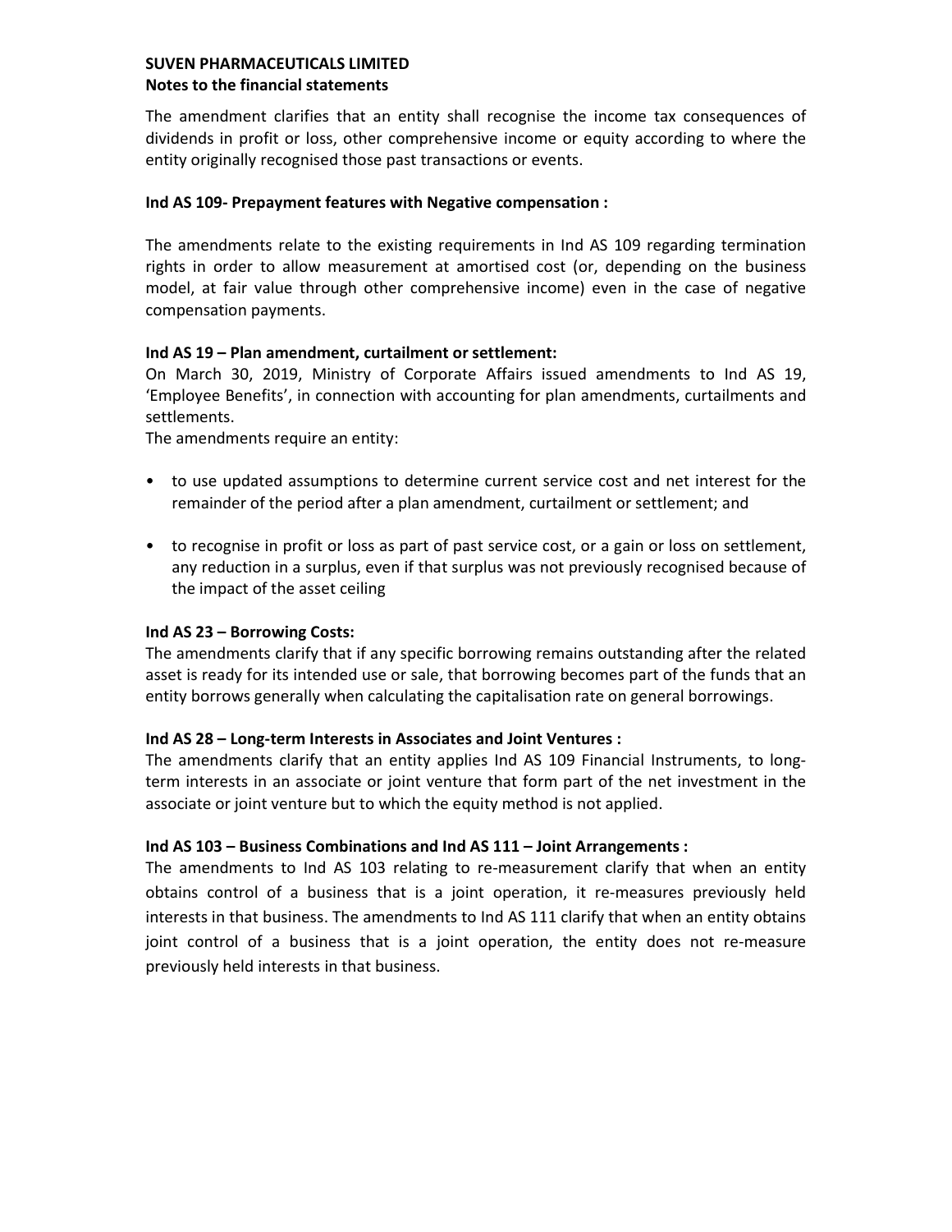The amendment clarifies that an entity shall recognise the income tax consequences of dividends in profit or loss, other comprehensive income or equity according to where the entity originally recognised those past transactions or events.

**Ind AS 109- Prepayment features with Negative compensation :**

The amendments relate to the existing requirements in Ind AS 109 regarding termination rights in order to allow measurement at amortised cost (or, depending on the business model, at fair value through other comprehensive income) even in the case of negative compensation payments.

**Ind AS 19 – Plan amendment, curtailment or settlement:**

On March 30, 2019, Ministry of Corporate Affairs issued amendments to Ind AS 19, 'Employee Benefits', in connection with accounting for plan amendments, curtailments and settlements.

The amendments require an entity:

- to use updated assumptions to determine current service cost and net interest for the remainder of the period after a plan amendment, curtailment or settlement; and
- to recognise in profit or loss as part of past service cost, or a gain or loss on settlement, any reduction in a surplus, even if that surplus was not previously recognised because of the impact of the asset ceiling

**Ind AS 23 – Borrowing Costs:**

The amendments clarify that if any specific borrowing remains outstanding after the related asset is ready for its intended use or sale, that borrowing becomes part of the funds that an entity borrows generally when calculating the capitalisation rate on general borrowings.

**Ind AS 28 – Long-term Interests in Associates and Joint Ventures :**

The amendments clarify that an entity applies Ind AS 109 Financial Instruments, to long-term interests in an associate or joint venture that form part of the net investment in the associate or joint venture but to which the equity method is not applied.

**Ind AS 103 – Business Combinations and Ind AS 111 – Joint Arrangements :**

The amendments to Ind AS 103 relating to re-measurement clarify that when an entity obtains control of a business that is a joint operation, it re-measures previously held interests in that business. The amendments to Ind AS 111 clarify that when an entity obtains joint control of a business that is a joint operation, the entity does not re-measure previously held interests in that business.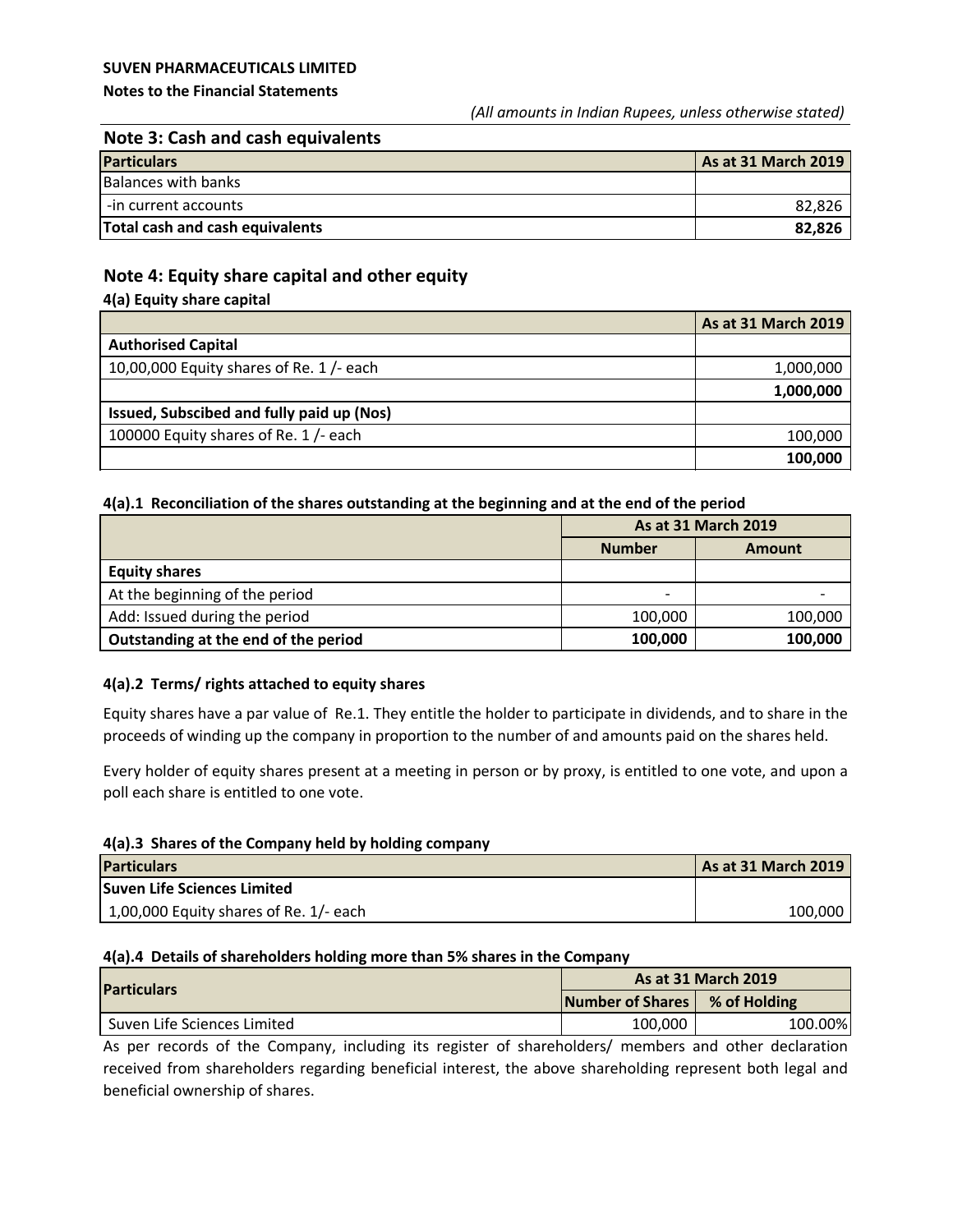**SUVEN PHARMACEUTICALS LIMITED**

**Notes to the Financial Statements**

*(All amounts in Indian Rupees, unless otherwise stated)*

## Note 3: Cash and cash equivalents

| Particulars | As at 31 March 2019 |
|---|---|
| Balances with banks | |
| -in current accounts | 82,826 |
| **Total cash and cash equivalents** | **82,826** |

## Note 4: Equity share capital and other equity

### 4(a) Equity share capital

| | As at 31 March 2019 |
|---|---|
| **Authorised Capital** | |
| 10,00,000 Equity shares of Re. 1 /- each | 1,000,000 |
| | **1,000,000** |
| **Issued, Subscibed and fully paid up (Nos)** | |
| 100000 Equity shares of Re. 1 /- each | 100,000 |
| | **100,000** |

#### 4(a).1 Reconciliation of the shares outstanding at the beginning and at the end of the period

| | As at 31 March 2019 | |
|---|---|---|
| | **Number** | **Amount** |
| **Equity shares** | | |
| At the beginning of the period | - | - |
| Add: Issued during the period | 100,000 | 100,000 |
| **Outstanding at the end of the period** | **100,000** | **100,000** |

#### 4(a).2 Terms/ rights attached to equity shares

Equity shares have a par value of Re.1. They entitle the holder to participate in dividends, and to share in the proceeds of winding up the company in proportion to the number of and amounts paid on the shares held.

Every holder of equity shares present at a meeting in person or by proxy, is entitled to one vote, and upon a poll each share is entitled to one vote.

#### 4(a).3 Shares of the Company held by holding company

| Particulars | As at 31 March 2019 |
|---|---|
| **Suven Life Sciences Limited** | |
| 1,00,000 Equity shares of Re. 1/- each | 100,000 |

#### 4(a).4 Details of shareholders holding more than 5% shares in the Company

| Particulars | As at 31 March 2019 | |
|---|---|---|
| | **Number of Shares** | **% of Holding** |
| Suven Life Sciences Limited | 100,000 | 100.00% |

As per records of the Company, including its register of shareholders/ members and other declaration received from shareholders regarding beneficial interest, the above shareholding represent both legal and beneficial ownership of shares.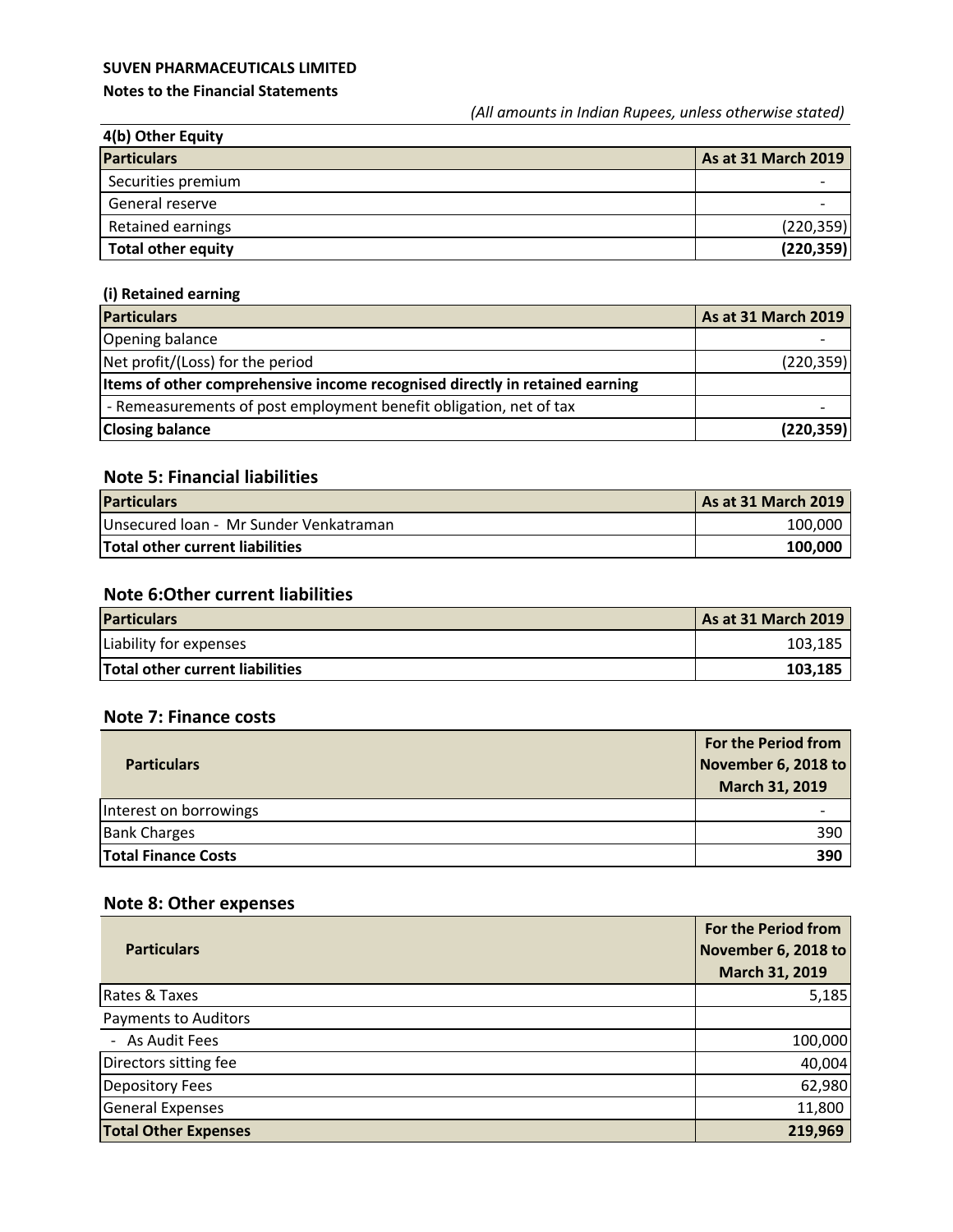**SUVEN PHARMACEUTICALS LIMITED**

**Notes to the Financial Statements**

*(All amounts in Indian Rupees, unless otherwise stated)*

**4(b) Other Equity**

| Particulars | As at 31 March 2019 |
|---|---|
| Securities premium | - |
| General reserve | - |
| Retained earnings | (220,359) |
| **Total other equity** | **(220,359)** |

**(i) Retained earning**

| Particulars | As at 31 March 2019 |
|---|---|
| Opening balance | - |
| Net profit/(Loss) for the period | (220,359) |
| **Items of other comprehensive income recognised directly in retained earning** | |
| - Remeasurements of post employment benefit obligation, net of tax | - |
| **Closing balance** | **(220,359)** |

## Note 5: Financial liabilities

| Particulars | As at 31 March 2019 |
|---|---|
| Unsecured loan - Mr Sunder Venkatraman | 100,000 |
| **Total other current liabilities** | **100,000** |

## Note 6:Other current liabilities

| Particulars | As at 31 March 2019 |
|---|---|
| Liability for expenses | 103,185 |
| **Total other current liabilities** | **103,185** |

## Note 7: Finance costs

| Particulars | For the Period from November 6, 2018 to March 31, 2019 |
|---|---|
| Interest on borrowings | - |
| Bank Charges | 390 |
| **Total Finance Costs** | **390** |

## Note 8: Other expenses

| Particulars | For the Period from November 6, 2018 to March 31, 2019 |
|---|---|
| Rates & Taxes | 5,185 |
| Payments to Auditors | |
| - As Audit Fees | 100,000 |
| Directors sitting fee | 40,004 |
| Depository Fees | 62,980 |
| General Expenses | 11,800 |
| **Total Other Expenses** | **219,969** |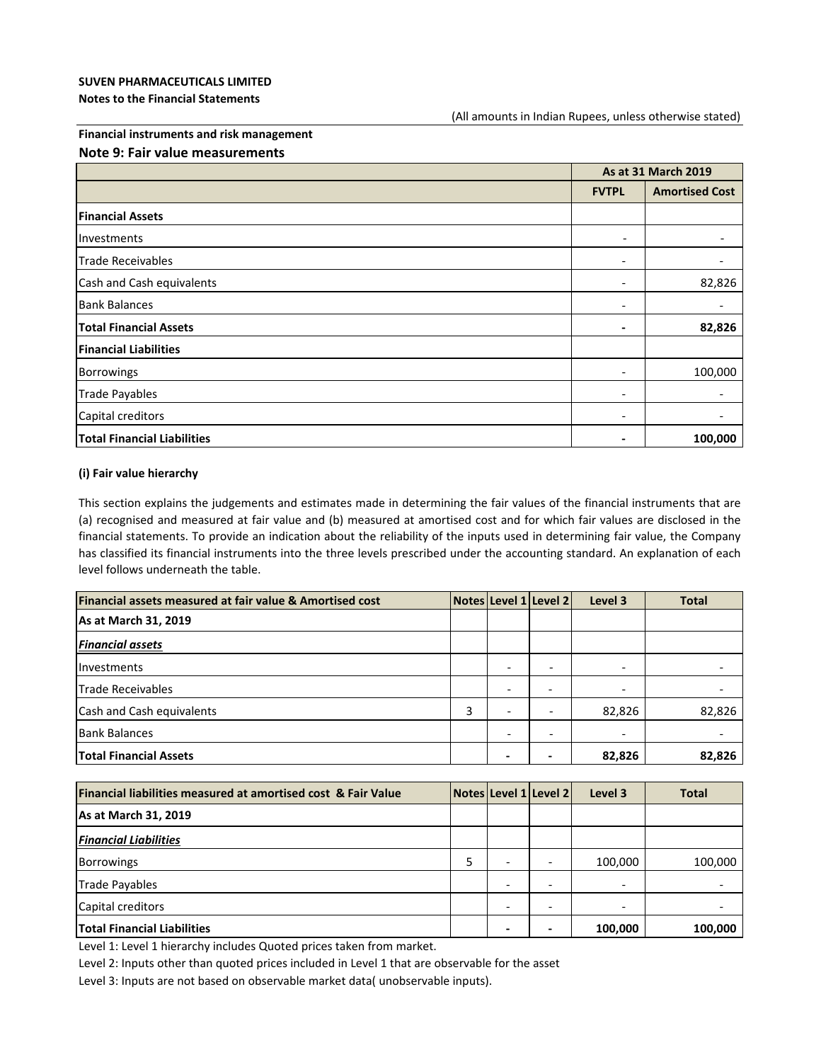**SUVEN PHARMACEUTICALS LIMITED**

**Notes to the Financial Statements**

(All amounts in Indian Rupees, unless otherwise stated)

**Financial instruments and risk management**

## Note 9: Fair value measurements

| | As at 31 March 2019 | |
|---|---|---|
| | **FVTPL** | **Amortised Cost** |
| **Financial Assets** | | |
| Investments | - | - |
| Trade Receivables | - | - |
| Cash and Cash equivalents | - | 82,826 |
| Bank Balances | - | - |
| **Total Financial Assets** | **-** | **82,826** |
| **Financial Liabilities** | | |
| Borrowings | - | 100,000 |
| Trade Payables | - | - |
| Capital creditors | - | - |
| **Total Financial Liabilities** | **-** | **100,000** |

**(i) Fair value hierarchy**

This section explains the judgements and estimates made in determining the fair values of the financial instruments that are (a) recognised and measured at fair value and (b) measured at amortised cost and for which fair values are disclosed in the financial statements. To provide an indication about the reliability of the inputs used in determining fair value, the Company has classified its financial instruments into the three levels prescribed under the accounting standard. An explanation of each level follows underneath the table.

| Financial assets measured at fair value & Amortised cost | Notes | Level 1 | Level 2 | Level 3 | Total |
|---|---|---|---|---|---|
| **As at March 31, 2019** | | | | | |
| ***Financial assets*** | | | | | |
| Investments | | - | - | - | - |
| Trade Receivables | | - | - | - | - |
| Cash and Cash equivalents | 3 | - | - | 82,826 | 82,826 |
| Bank Balances | | - | - | - | - |
| **Total Financial Assets** | | **-** | **-** | **82,826** | **82,826** |

| Financial liabilities measured at amortised cost & Fair Value | Notes | Level 1 | Level 2 | Level 3 | Total |
|---|---|---|---|---|---|
| **As at March 31, 2019** | | | | | |
| ***Financial Liabilities*** | | | | | |
| Borrowings | 5 | - | - | 100,000 | 100,000 |
| Trade Payables | | - | - | - | - |
| Capital creditors | | - | - | - | - |
| **Total Financial Liabilities** | | **-** | **-** | **100,000** | **100,000** |

Level 1: Level 1 hierarchy includes Quoted prices taken from market.

Level 2: Inputs other than quoted prices included in Level 1 that are observable for the asset

Level 3: Inputs are not based on observable market data( unobservable inputs).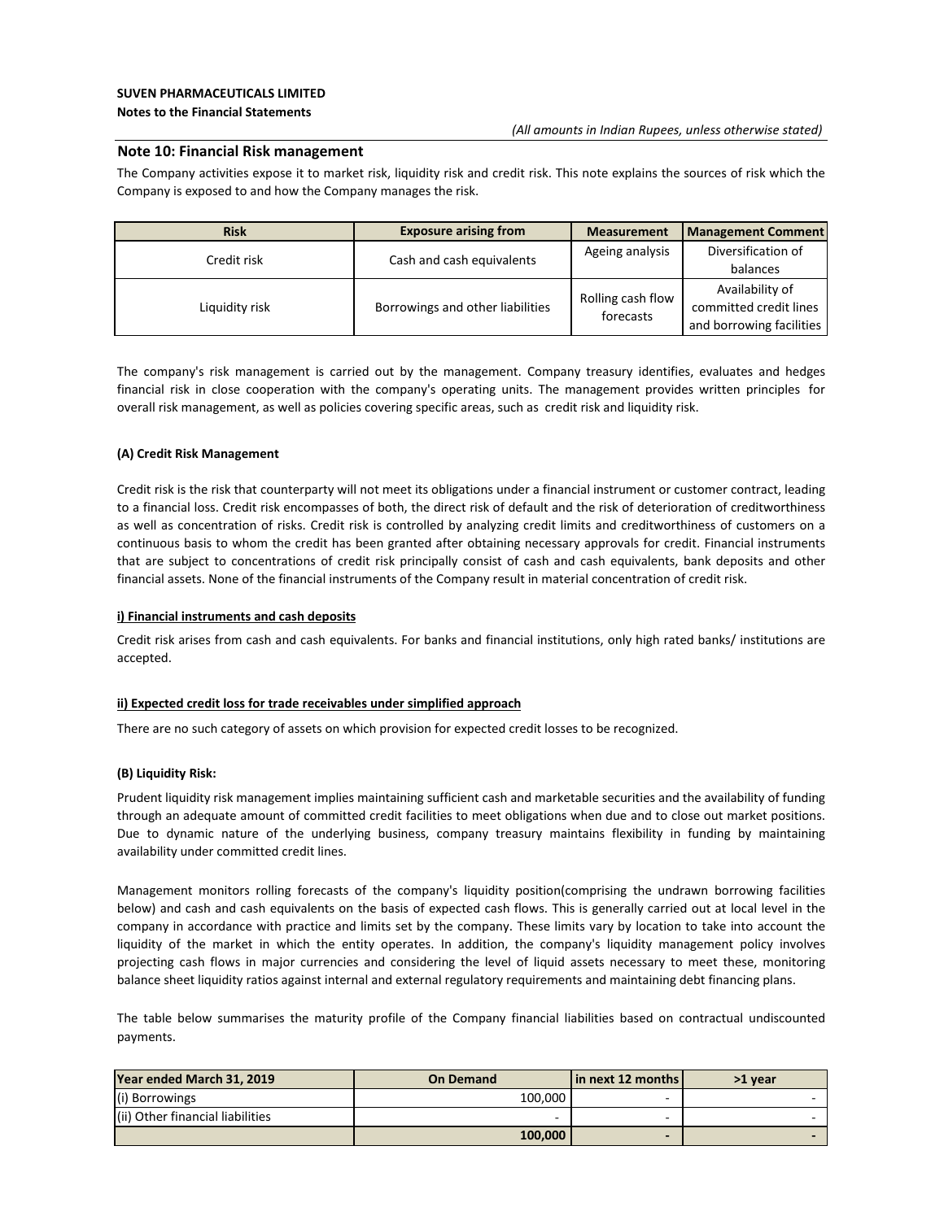**SUVEN PHARMACEUTICALS LIMITED**

**Notes to the Financial Statements**

*(All amounts in Indian Rupees, unless otherwise stated)*

## Note 10: Financial Risk management

The Company activities expose it to market risk, liquidity risk and credit risk. This note explains the sources of risk which the Company is exposed to and how the Company manages the risk.

| Risk | Exposure arising from | Measurement | Management Comment |
|---|---|---|---|
| Credit risk | Cash and cash equivalents | Ageing analysis | Diversification of balances |
| Liquidity risk | Borrowings and other liabilities | Rolling cash flow forecasts | Availability of committed credit lines and borrowing facilities |

The company's risk management is carried out by the management. Company treasury identifies, evaluates and hedges financial risk in close cooperation with the company's operating units. The management provides written principles for overall risk management, as well as policies covering specific areas, such as credit risk and liquidity risk.

**(A) Credit Risk Management**

Credit risk is the risk that counterparty will not meet its obligations under a financial instrument or customer contract, leading to a financial loss. Credit risk encompasses of both, the direct risk of default and the risk of deterioration of creditworthiness as well as concentration of risks. Credit risk is controlled by analyzing credit limits and creditworthiness of customers on a continuous basis to whom the credit has been granted after obtaining necessary approvals for credit. Financial instruments that are subject to concentrations of credit risk principally consist of cash and cash equivalents, bank deposits and other financial assets. None of the financial instruments of the Company result in material concentration of credit risk.

**i) Financial instruments and cash deposits**

Credit risk arises from cash and cash equivalents. For banks and financial institutions, only high rated banks/ institutions are accepted.

**ii) Expected credit loss for trade receivables under simplified approach**

There are no such category of assets on which provision for expected credit losses to be recognized.

**(B) Liquidity Risk:**

Prudent liquidity risk management implies maintaining sufficient cash and marketable securities and the availability of funding through an adequate amount of committed credit facilities to meet obligations when due and to close out market positions. Due to dynamic nature of the underlying business, company treasury maintains flexibility in funding by maintaining availability under committed credit lines.

Management monitors rolling forecasts of the company's liquidity position(comprising the undrawn borrowing facilities below) and cash and cash equivalents on the basis of expected cash flows. This is generally carried out at local level in the company in accordance with practice and limits set by the company. These limits vary by location to take into account the liquidity of the market in which the entity operates. In addition, the company's liquidity management policy involves projecting cash flows in major currencies and considering the level of liquid assets necessary to meet these, monitoring balance sheet liquidity ratios against internal and external regulatory requirements and maintaining debt financing plans.

The table below summarises the maturity profile of the Company financial liabilities based on contractual undiscounted payments.

| Year ended March 31, 2019 | On Demand | in next 12 months | >1 year |
|---|---|---|---|
| (i) Borrowings | 100,000 | - | - |
| (ii) Other financial liabilities | - | - | - |
| | **100,000** | **-** | **-** |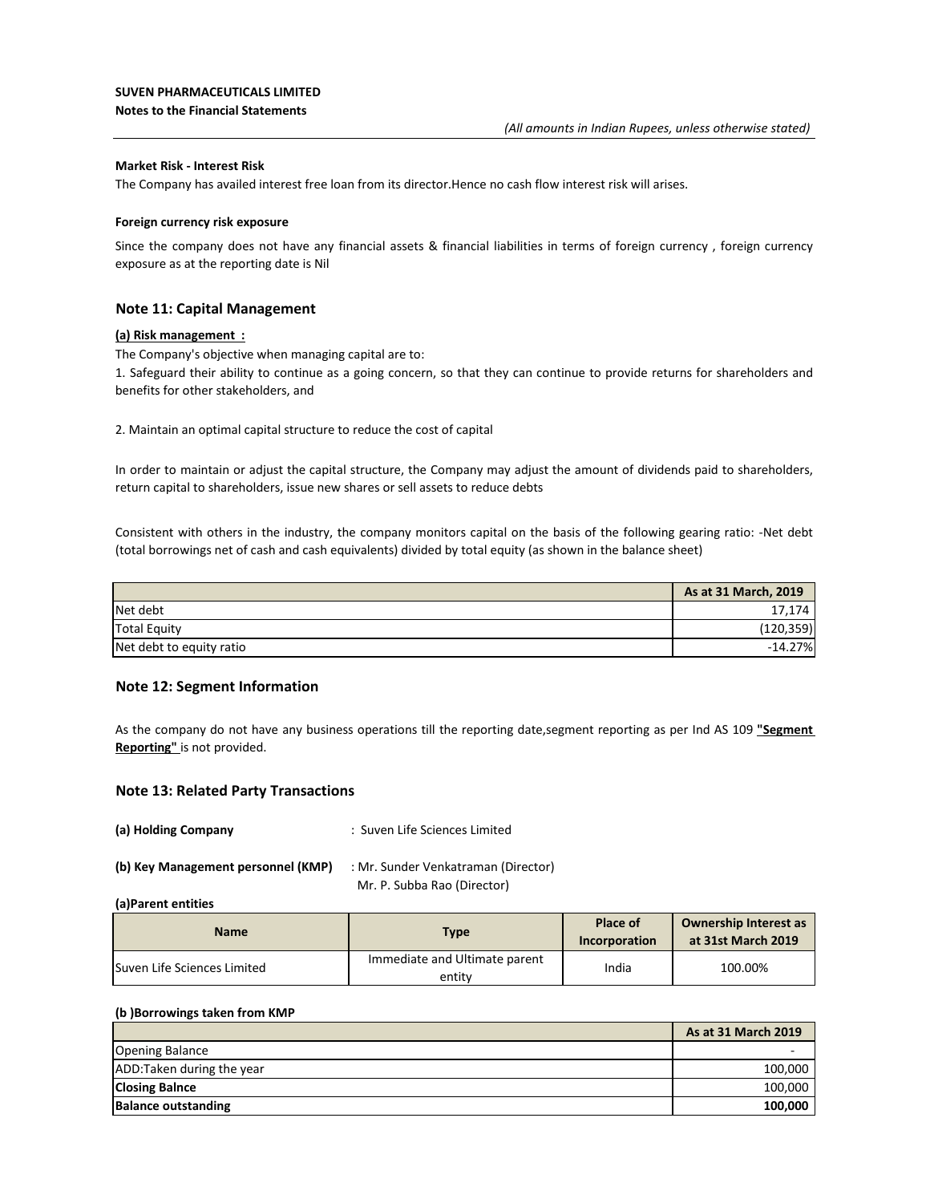**SUVEN PHARMACEUTICALS LIMITED**
**Notes to the Financial Statements**

*(All amounts in Indian Rupees, unless otherwise stated)*

**Market Risk - Interest Risk**

The Company has availed interest free loan from its director.Hence no cash flow interest risk will arises.

**Foreign currency risk exposure**

Since the company does not have any financial assets & financial liabilities in terms of foreign currency , foreign currency exposure as at the reporting date is Nil

## Note 11: Capital Management

**(a) Risk management :**

The Company's objective when managing capital are to:

1. Safeguard their ability to continue as a going concern, so that they can continue to provide returns for shareholders and benefits for other stakeholders, and

2. Maintain an optimal capital structure to reduce the cost of capital

In order to maintain or adjust the capital structure, the Company may adjust the amount of dividends paid to shareholders, return capital to shareholders, issue new shares or sell assets to reduce debts

Consistent with others in the industry, the company monitors capital on the basis of the following gearing ratio: -Net debt (total borrowings net of cash and cash equivalents) divided by total equity (as shown in the balance sheet)

| | As at 31 March, 2019 |
|---|---|
| Net debt | 17,174 |
| Total Equity | (120,359) |
| Net debt to equity ratio | -14.27% |

## Note 12: Segment Information

As the company do not have any business operations till the reporting date,segment reporting as per Ind AS 109 **"Segment Reporting"** is not provided.

## Note 13: Related Party Transactions

**(a) Holding Company** : Suven Life Sciences Limited

**(b) Key Management personnel (KMP)** : Mr. Sunder Venkatraman (Director)
Mr. P. Subba Rao (Director)

**(a)Parent entities**

| Name | Type | Place of Incorporation | Ownership Interest as at 31st March 2019 |
|---|---|---|---|
| Suven Life Sciences Limited | Immediate and Ultimate parent entity | India | 100.00% |

**(b )Borrowings taken from KMP**

| | As at 31 March 2019 |
|---|---|
| Opening Balance | - |
| ADD:Taken during the year | 100,000 |
| **Closing Balnce** | 100,000 |
| **Balance outstanding** | **100,000** |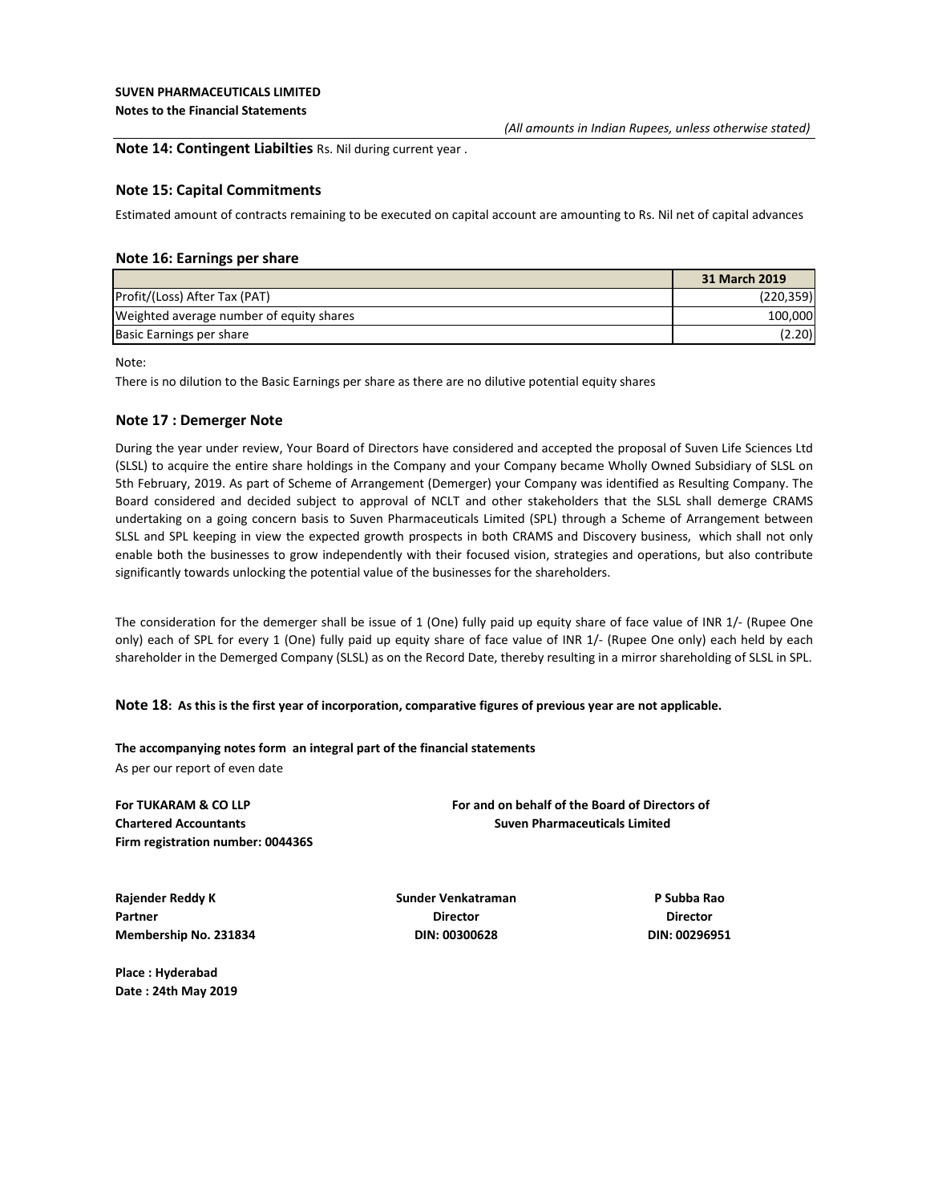**SUVEN PHARMACEUTICALS LIMITED**
**Notes to the Financial Statements**

*(All amounts in Indian Rupees, unless otherwise stated)*

**Note 14: Contingent Liabilties** Rs. Nil during current year .

### Note 15: Capital Commitments

Estimated amount of contracts remaining to be executed on capital account are amounting to Rs. Nil net of capital advances

### Note 16: Earnings per share

| | 31 March 2019 |
|---|---|
| Profit/(Loss) After Tax (PAT) | (220,359) |
| Weighted average number of equity shares | 100,000 |
| Basic Earnings per share | (2.20) |

Note:

There is no dilution to the Basic Earnings per share as there are no dilutive potential equity shares

### Note 17 : Demerger Note

During the year under review, Your Board of Directors have considered and accepted the proposal of Suven Life Sciences Ltd (SLSL) to acquire the entire share holdings in the Company and your Company became Wholly Owned Subsidiary of SLSL on 5th February, 2019. As part of Scheme of Arrangement (Demerger) your Company was identified as Resulting Company. The Board considered and decided subject to approval of NCLT and other stakeholders that the SLSL shall demerge CRAMS undertaking on a going concern basis to Suven Pharmaceuticals Limited (SPL) through a Scheme of Arrangement between SLSL and SPL keeping in view the expected growth prospects in both CRAMS and Discovery business, which shall not only enable both the businesses to grow independently with their focused vision, strategies and operations, but also contribute significantly towards unlocking the potential value of the businesses for the shareholders.

The consideration for the demerger shall be issue of 1 (One) fully paid up equity share of face value of INR 1/- (Rupee One only) each of SPL for every 1 (One) fully paid up equity share of face value of INR 1/- (Rupee One only) each held by each shareholder in the Demerged Company (SLSL) as on the Record Date, thereby resulting in a mirror shareholding of SLSL in SPL.

**Note 18: As this is the first year of incorporation, comparative figures of previous year are not applicable.**

**The accompanying notes form an integral part of the financial statements**

As per our report of even date

**For TUKARAM & CO LLP**
**Chartered Accountants**
**Firm registration number: 004436S**

**For and on behalf of the Board of Directors of**
**Suven Pharmaceuticals Limited**

**Rajender Reddy K**
**Partner**
**Membership No. 231834**

**Sunder Venkatraman**
**Director**
**DIN: 00300628**

**P Subba Rao**
**Director**
**DIN: 00296951**

**Place : Hyderabad**
**Date : 24th May 2019**